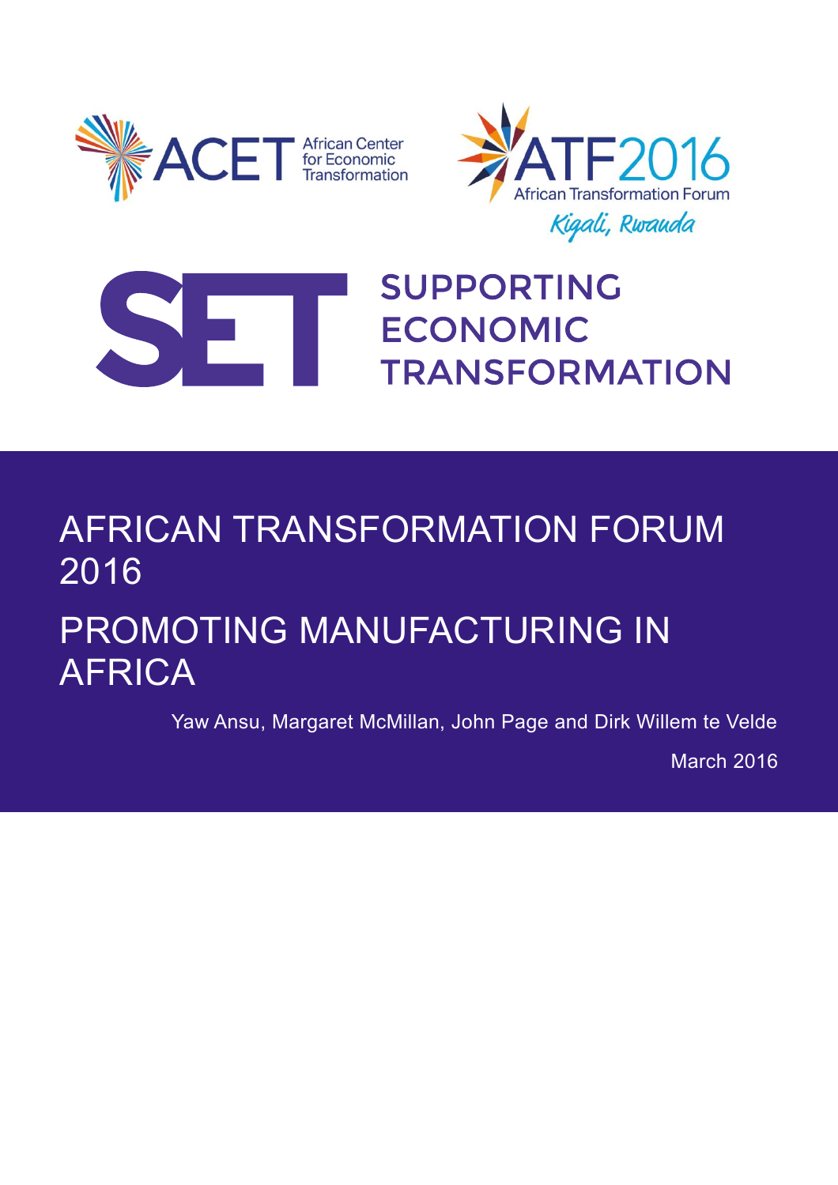ACET African Center for Economic Transformation

ATF2016 African Transformation Forum

Kigali, Rwanda

SET SUPPORTING ECONOMIC TRANSFORMATION

# AFRICAN TRANSFORMATION FORUM 2016

# PROMOTING MANUFACTURING IN AFRICA

Yaw Ansu, Margaret McMillan, John Page and Dirk Willem te Velde

March 2016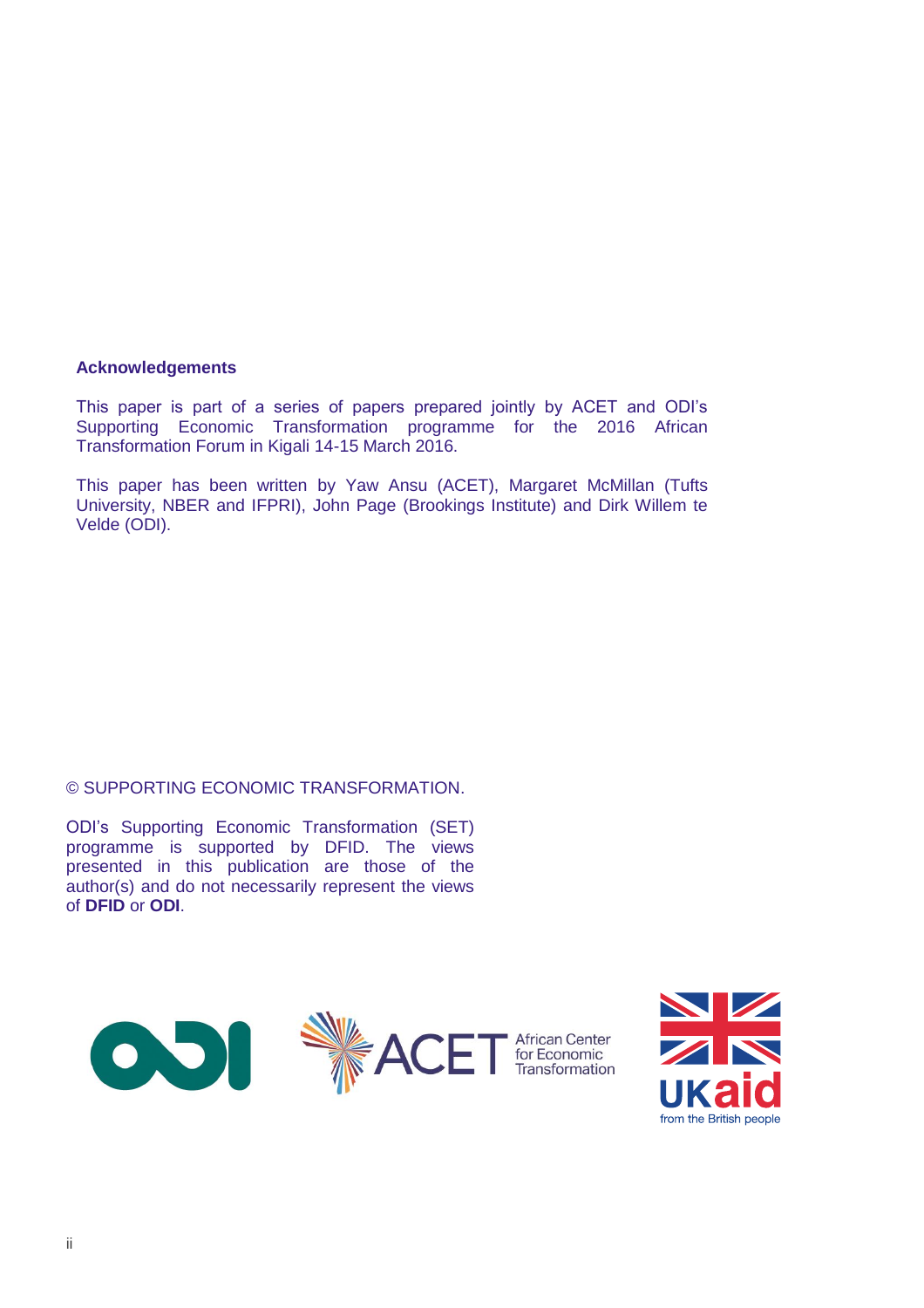## Acknowledgements

This paper is part of a series of papers prepared jointly by ACET and ODI's Supporting Economic Transformation programme for the 2016 African Transformation Forum in Kigali 14-15 March 2016.

This paper has been written by Yaw Ansu (ACET), Margaret McMillan (Tufts University, NBER and IFPRI), John Page (Brookings Institute) and Dirk Willem te Velde (ODI).

© SUPPORTING ECONOMIC TRANSFORMATION.

ODI's Supporting Economic Transformation (SET) programme is supported by DFID. The views presented in this publication are those of the author(s) and do not necessarily represent the views of **DFID** or **ODI**.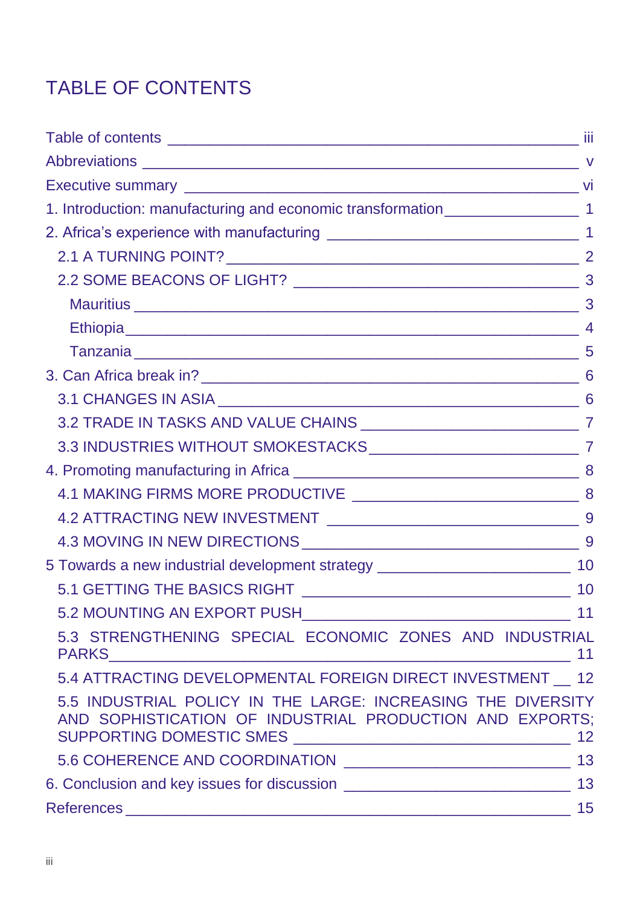# TABLE OF CONTENTS

- Table of contents ____ iii
- Abbreviations ____ v
- Executive summary ____ vi
- 1. Introduction: manufacturing and economic transformation ____ 1
- 2. Africa's experience with manufacturing ____ 1
  - 2.1 A TURNING POINT? ____ 2
  - 2.2 SOME BEACONS OF LIGHT? ____ 3
    - Mauritius ____ 3
    - Ethiopia ____ 4
    - Tanzania ____ 5
- 3. Can Africa break in? ____ 6
  - 3.1 CHANGES IN ASIA ____ 6
  - 3.2 TRADE IN TASKS AND VALUE CHAINS ____ 7
  - 3.3 INDUSTRIES WITHOUT SMOKESTACKS ____ 7
- 4. Promoting manufacturing in Africa ____ 8
  - 4.1 MAKING FIRMS MORE PRODUCTIVE ____ 8
  - 4.2 ATTRACTING NEW INVESTMENT ____ 9
  - 4.3 MOVING IN NEW DIRECTIONS ____ 9
- 5 Towards a new industrial development strategy ____ 10
  - 5.1 GETTING THE BASICS RIGHT ____ 10
  - 5.2 MOUNTING AN EXPORT PUSH ____ 11
  - 5.3 STRENGTHENING SPECIAL ECONOMIC ZONES AND INDUSTRIAL PARKS ____ 11
  - 5.4 ATTRACTING DEVELOPMENTAL FOREIGN DIRECT INVESTMENT ____ 12
  - 5.5 INDUSTRIAL POLICY IN THE LARGE: INCREASING THE DIVERSITY AND SOPHISTICATION OF INDUSTRIAL PRODUCTION AND EXPORTS; SUPPORTING DOMESTIC SMES ____ 12
  - 5.6 COHERENCE AND COORDINATION ____ 13
- 6. Conclusion and key issues for discussion ____ 13
- References ____ 15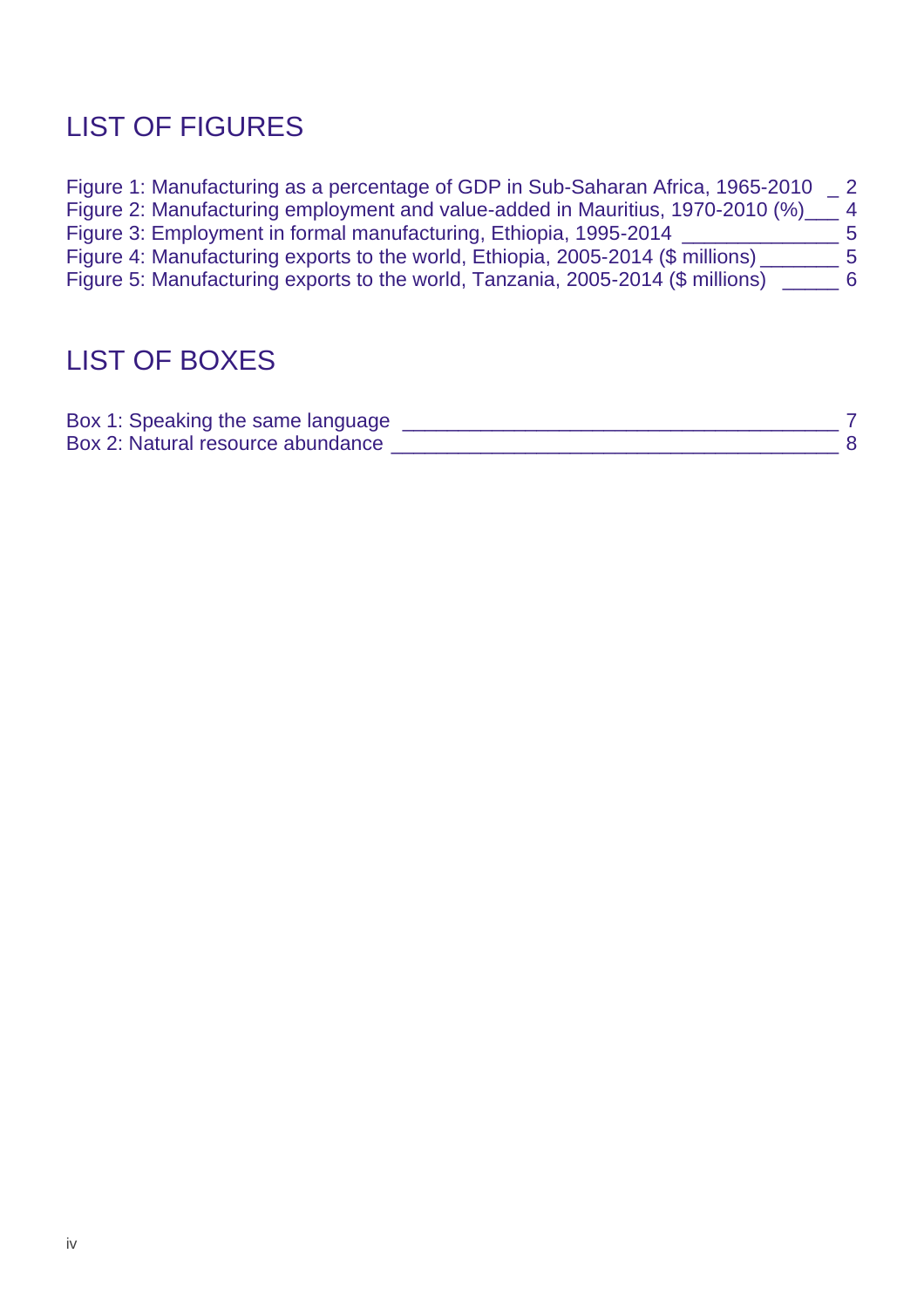# LIST OF FIGURES

Figure 1: Manufacturing as a percentage of GDP in Sub-Saharan Africa, 1965-2010 _ 2
Figure 2: Manufacturing employment and value-added in Mauritius, 1970-2010 (%) ___ 4
Figure 3: Employment in formal manufacturing, Ethiopia, 1995-2014 ______________ 5
Figure 4: Manufacturing exports to the world, Ethiopia, 2005-2014 ($ millions) _______ 5
Figure 5: Manufacturing exports to the world, Tanzania, 2005-2014 ($ millions) _____ 6

# LIST OF BOXES

Box 1: Speaking the same language _______________________________________ 7
Box 2: Natural resource abundance ________________________________________ 8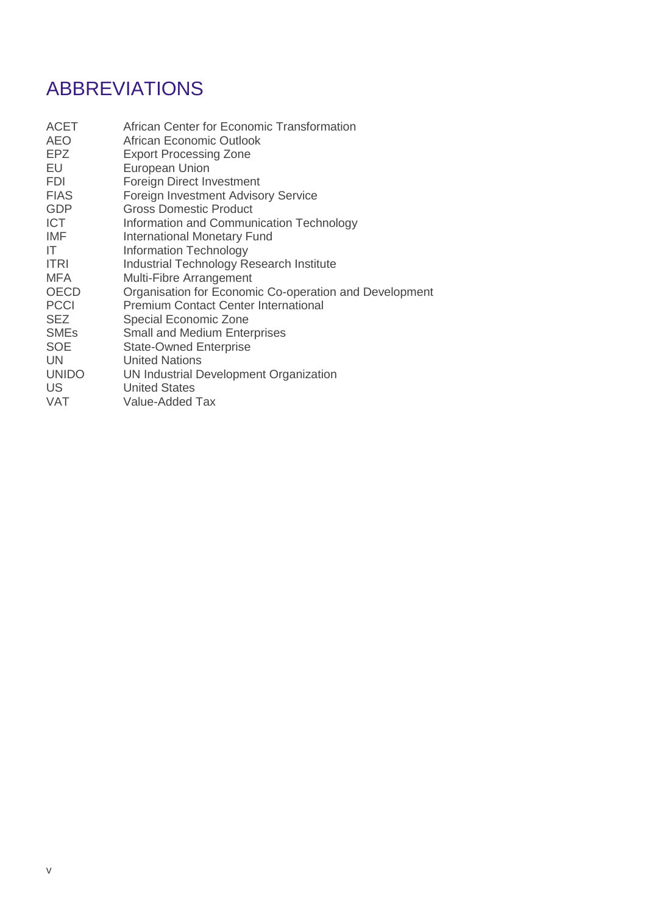# ABBREVIATIONS

| | |
|---|---|
| ACET | African Center for Economic Transformation |
| AEO | African Economic Outlook |
| EPZ | Export Processing Zone |
| EU | European Union |
| FDI | Foreign Direct Investment |
| FIAS | Foreign Investment Advisory Service |
| GDP | Gross Domestic Product |
| ICT | Information and Communication Technology |
| IMF | International Monetary Fund |
| IT | Information Technology |
| ITRI | Industrial Technology Research Institute |
| MFA | Multi-Fibre Arrangement |
| OECD | Organisation for Economic Co-operation and Development |
| PCCI | Premium Contact Center International |
| SEZ | Special Economic Zone |
| SMEs | Small and Medium Enterprises |
| SOE | State-Owned Enterprise |
| UN | United Nations |
| UNIDO | UN Industrial Development Organization |
| US | United States |
| VAT | Value-Added Tax |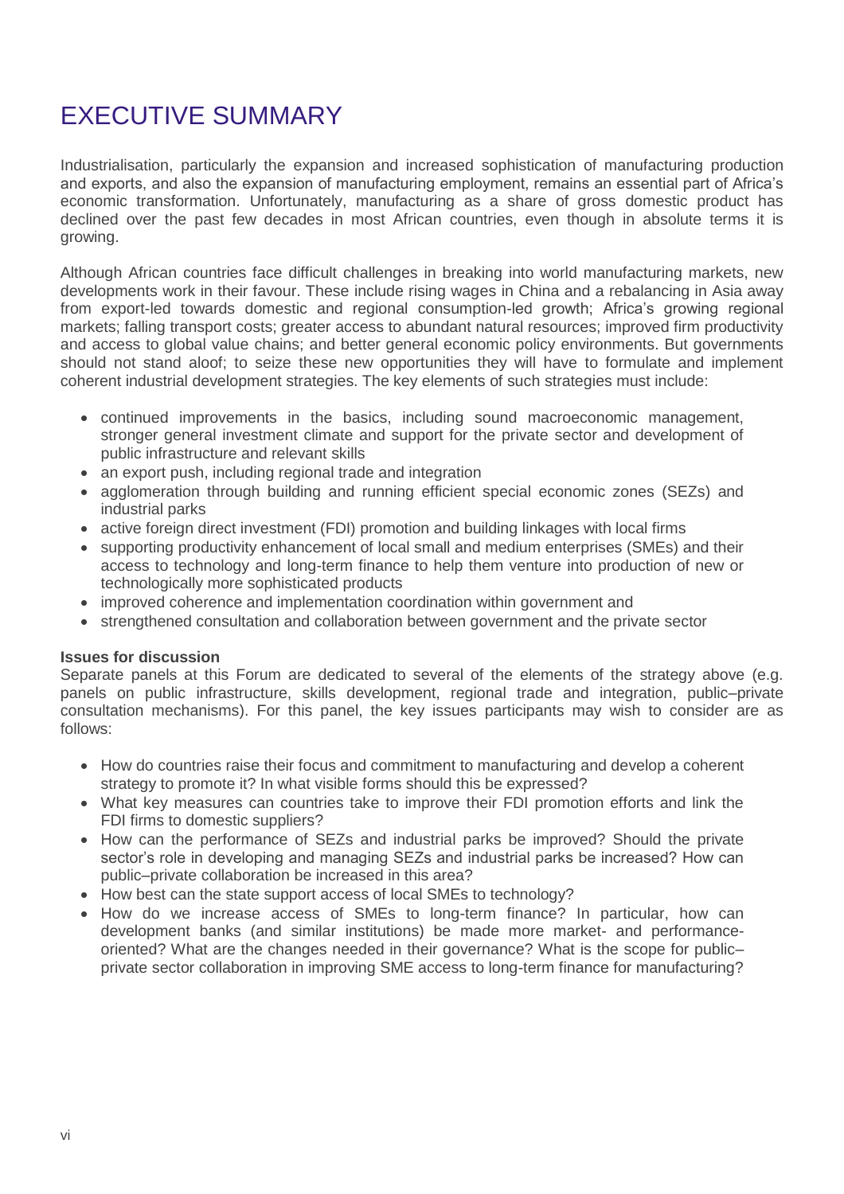# EXECUTIVE SUMMARY

Industrialisation, particularly the expansion and increased sophistication of manufacturing production and exports, and also the expansion of manufacturing employment, remains an essential part of Africa's economic transformation. Unfortunately, manufacturing as a share of gross domestic product has declined over the past few decades in most African countries, even though in absolute terms it is growing.

Although African countries face difficult challenges in breaking into world manufacturing markets, new developments work in their favour. These include rising wages in China and a rebalancing in Asia away from export-led towards domestic and regional consumption-led growth; Africa's growing regional markets; falling transport costs; greater access to abundant natural resources; improved firm productivity and access to global value chains; and better general economic policy environments. But governments should not stand aloof; to seize these new opportunities they will have to formulate and implement coherent industrial development strategies. The key elements of such strategies must include:

- continued improvements in the basics, including sound macroeconomic management, stronger general investment climate and support for the private sector and development of public infrastructure and relevant skills
- an export push, including regional trade and integration
- agglomeration through building and running efficient special economic zones (SEZs) and industrial parks
- active foreign direct investment (FDI) promotion and building linkages with local firms
- supporting productivity enhancement of local small and medium enterprises (SMEs) and their access to technology and long-term finance to help them venture into production of new or technologically more sophisticated products
- improved coherence and implementation coordination within government and
- strengthened consultation and collaboration between government and the private sector

**Issues for discussion**

Separate panels at this Forum are dedicated to several of the elements of the strategy above (e.g. panels on public infrastructure, skills development, regional trade and integration, public–private consultation mechanisms). For this panel, the key issues participants may wish to consider are as follows:

- How do countries raise their focus and commitment to manufacturing and develop a coherent strategy to promote it? In what visible forms should this be expressed?
- What key measures can countries take to improve their FDI promotion efforts and link the FDI firms to domestic suppliers?
- How can the performance of SEZs and industrial parks be improved? Should the private sector's role in developing and managing SEZs and industrial parks be increased? How can public–private collaboration be increased in this area?
- How best can the state support access of local SMEs to technology?
- How do we increase access of SMEs to long-term finance? In particular, how can development banks (and similar institutions) be made more market- and performance-oriented? What are the changes needed in their governance? What is the scope for public–private sector collaboration in improving SME access to long-term finance for manufacturing?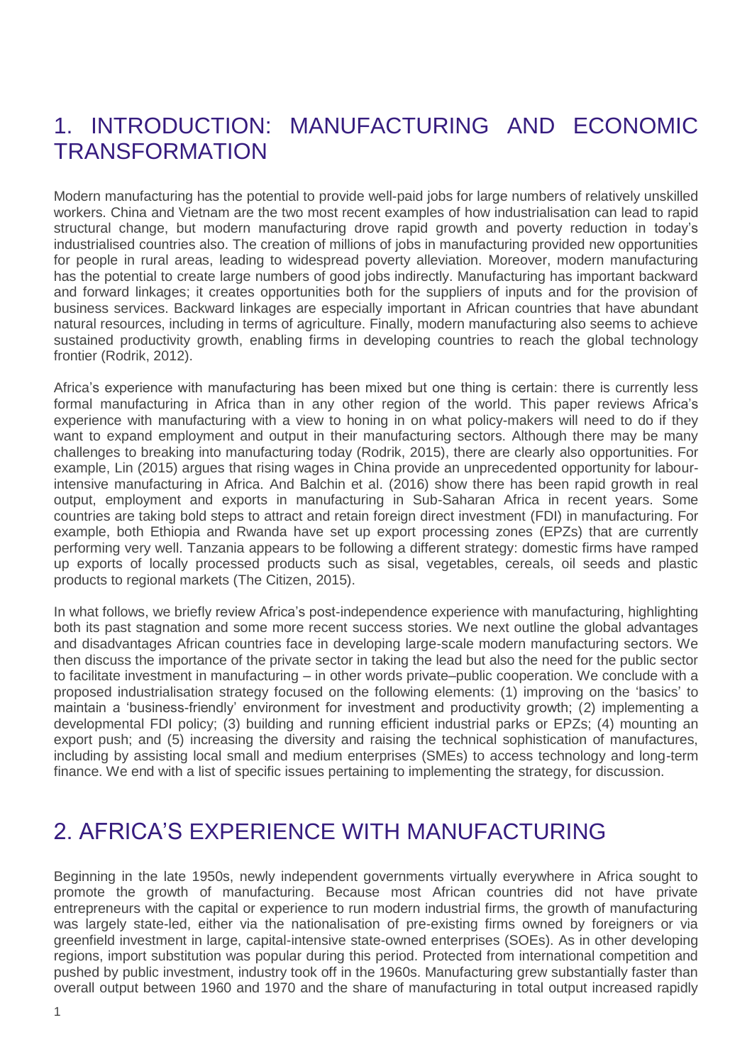# 1. INTRODUCTION: MANUFACTURING AND ECONOMIC TRANSFORMATION

Modern manufacturing has the potential to provide well-paid jobs for large numbers of relatively unskilled workers. China and Vietnam are the two most recent examples of how industrialisation can lead to rapid structural change, but modern manufacturing drove rapid growth and poverty reduction in today's industrialised countries also. The creation of millions of jobs in manufacturing provided new opportunities for people in rural areas, leading to widespread poverty alleviation. Moreover, modern manufacturing has the potential to create large numbers of good jobs indirectly. Manufacturing has important backward and forward linkages; it creates opportunities both for the suppliers of inputs and for the provision of business services. Backward linkages are especially important in African countries that have abundant natural resources, including in terms of agriculture. Finally, modern manufacturing also seems to achieve sustained productivity growth, enabling firms in developing countries to reach the global technology frontier (Rodrik, 2012).

Africa's experience with manufacturing has been mixed but one thing is certain: there is currently less formal manufacturing in Africa than in any other region of the world. This paper reviews Africa's experience with manufacturing with a view to honing in on what policy-makers will need to do if they want to expand employment and output in their manufacturing sectors. Although there may be many challenges to breaking into manufacturing today (Rodrik, 2015), there are clearly also opportunities. For example, Lin (2015) argues that rising wages in China provide an unprecedented opportunity for labour-intensive manufacturing in Africa. And Balchin et al. (2016) show there has been rapid growth in real output, employment and exports in manufacturing in Sub-Saharan Africa in recent years. Some countries are taking bold steps to attract and retain foreign direct investment (FDI) in manufacturing. For example, both Ethiopia and Rwanda have set up export processing zones (EPZs) that are currently performing very well. Tanzania appears to be following a different strategy: domestic firms have ramped up exports of locally processed products such as sisal, vegetables, cereals, oil seeds and plastic products to regional markets (The Citizen, 2015).

In what follows, we briefly review Africa's post-independence experience with manufacturing, highlighting both its past stagnation and some more recent success stories. We next outline the global advantages and disadvantages African countries face in developing large-scale modern manufacturing sectors. We then discuss the importance of the private sector in taking the lead but also the need for the public sector to facilitate investment in manufacturing – in other words private–public cooperation. We conclude with a proposed industrialisation strategy focused on the following elements: (1) improving on the 'basics' to maintain a 'business-friendly' environment for investment and productivity growth; (2) implementing a developmental FDI policy; (3) building and running efficient industrial parks or EPZs; (4) mounting an export push; and (5) increasing the diversity and raising the technical sophistication of manufactures, including by assisting local small and medium enterprises (SMEs) to access technology and long-term finance. We end with a list of specific issues pertaining to implementing the strategy, for discussion.

# 2. AFRICA'S EXPERIENCE WITH MANUFACTURING

Beginning in the late 1950s, newly independent governments virtually everywhere in Africa sought to promote the growth of manufacturing. Because most African countries did not have private entrepreneurs with the capital or experience to run modern industrial firms, the growth of manufacturing was largely state-led, either via the nationalisation of pre-existing firms owned by foreigners or via greenfield investment in large, capital-intensive state-owned enterprises (SOEs). As in other developing regions, import substitution was popular during this period. Protected from international competition and pushed by public investment, industry took off in the 1960s. Manufacturing grew substantially faster than overall output between 1960 and 1970 and the share of manufacturing in total output increased rapidly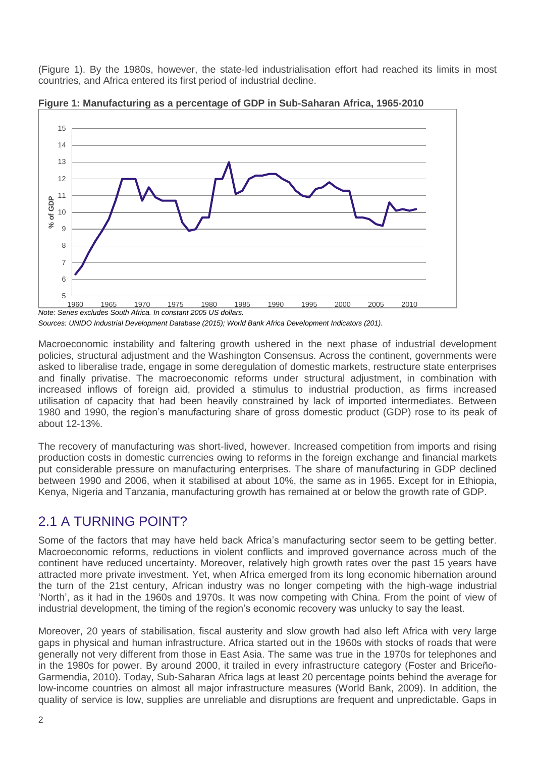(Figure 1). By the 1980s, however, the state-led industrialisation effort had reached its limits in most countries, and Africa entered its first period of industrial decline.

**Figure 1: Manufacturing as a percentage of GDP in Sub-Saharan Africa, 1965-2010**

*Note: Series excludes South Africa. In constant 2005 US dollars.*

*Sources: UNIDO Industrial Development Database (2015); World Bank Africa Development Indicators (201).*

Macroeconomic instability and faltering growth ushered in the next phase of industrial development policies, structural adjustment and the Washington Consensus. Across the continent, governments were asked to liberalise trade, engage in some deregulation of domestic markets, restructure state enterprises and finally privatise. The macroeconomic reforms under structural adjustment, in combination with increased inflows of foreign aid, provided a stimulus to industrial production, as firms increased utilisation of capacity that had been heavily constrained by lack of imported intermediates. Between 1980 and 1990, the region's manufacturing share of gross domestic product (GDP) rose to its peak of about 12-13%.

The recovery of manufacturing was short-lived, however. Increased competition from imports and rising production costs in domestic currencies owing to reforms in the foreign exchange and financial markets put considerable pressure on manufacturing enterprises. The share of manufacturing in GDP declined between 1990 and 2006, when it stabilised at about 10%, the same as in 1965. Except for in Ethiopia, Kenya, Nigeria and Tanzania, manufacturing growth has remained at or below the growth rate of GDP.

## 2.1 A TURNING POINT?

Some of the factors that may have held back Africa's manufacturing sector seem to be getting better. Macroeconomic reforms, reductions in violent conflicts and improved governance across much of the continent have reduced uncertainty. Moreover, relatively high growth rates over the past 15 years have attracted more private investment. Yet, when Africa emerged from its long economic hibernation around the turn of the 21st century, African industry was no longer competing with the high-wage industrial 'North', as it had in the 1960s and 1970s. It was now competing with China. From the point of view of industrial development, the timing of the region's economic recovery was unlucky to say the least.

Moreover, 20 years of stabilisation, fiscal austerity and slow growth had also left Africa with very large gaps in physical and human infrastructure. Africa started out in the 1960s with stocks of roads that were generally not very different from those in East Asia. The same was true in the 1970s for telephones and in the 1980s for power. By around 2000, it trailed in every infrastructure category (Foster and Briceño-Garmendia, 2010). Today, Sub-Saharan Africa lags at least 20 percentage points behind the average for low-income countries on almost all major infrastructure measures (World Bank, 2009). In addition, the quality of service is low, supplies are unreliable and disruptions are frequent and unpredictable. Gaps in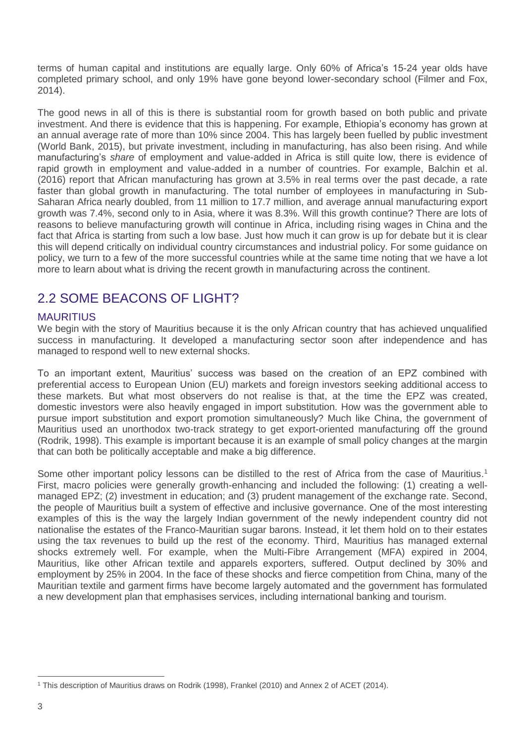terms of human capital and institutions are equally large. Only 60% of Africa's 15-24 year olds have completed primary school, and only 19% have gone beyond lower-secondary school (Filmer and Fox, 2014).

The good news in all of this is there is substantial room for growth based on both public and private investment. And there is evidence that this is happening. For example, Ethiopia's economy has grown at an annual average rate of more than 10% since 2004. This has largely been fuelled by public investment (World Bank, 2015), but private investment, including in manufacturing, has also been rising. And while manufacturing's *share* of employment and value-added in Africa is still quite low, there is evidence of rapid growth in employment and value-added in a number of countries. For example, Balchin et al. (2016) report that African manufacturing has grown at 3.5% in real terms over the past decade, a rate faster than global growth in manufacturing. The total number of employees in manufacturing in Sub-Saharan Africa nearly doubled, from 11 million to 17.7 million, and average annual manufacturing export growth was 7.4%, second only to in Asia, where it was 8.3%. Will this growth continue? There are lots of reasons to believe manufacturing growth will continue in Africa, including rising wages in China and the fact that Africa is starting from such a low base. Just how much it can grow is up for debate but it is clear this will depend critically on individual country circumstances and industrial policy. For some guidance on policy, we turn to a few of the more successful countries while at the same time noting that we have a lot more to learn about what is driving the recent growth in manufacturing across the continent.

## 2.2 SOME BEACONS OF LIGHT?

### MAURITIUS

We begin with the story of Mauritius because it is the only African country that has achieved unqualified success in manufacturing. It developed a manufacturing sector soon after independence and has managed to respond well to new external shocks.

To an important extent, Mauritius' success was based on the creation of an EPZ combined with preferential access to European Union (EU) markets and foreign investors seeking additional access to these markets. But what most observers do not realise is that, at the time the EPZ was created, domestic investors were also heavily engaged in import substitution. How was the government able to pursue import substitution and export promotion simultaneously? Much like China, the government of Mauritius used an unorthodox two-track strategy to get export-oriented manufacturing off the ground (Rodrik, 1998). This example is important because it is an example of small policy changes at the margin that can both be politically acceptable and make a big difference.

Some other important policy lessons can be distilled to the rest of Africa from the case of Mauritius.[1] First, macro policies were generally growth-enhancing and included the following: (1) creating a well-managed EPZ; (2) investment in education; and (3) prudent management of the exchange rate. Second, the people of Mauritius built a system of effective and inclusive governance. One of the most interesting examples of this is the way the largely Indian government of the newly independent country did not nationalise the estates of the Franco-Mauritian sugar barons. Instead, it let them hold on to their estates using the tax revenues to build up the rest of the economy. Third, Mauritius has managed external shocks extremely well. For example, when the Multi-Fibre Arrangement (MFA) expired in 2004, Mauritius, like other African textile and apparels exporters, suffered. Output declined by 30% and employment by 25% in 2004. In the face of these shocks and fierce competition from China, many of the Mauritian textile and garment firms have become largely automated and the government has formulated a new development plan that emphasises services, including international banking and tourism.

[1] This description of Mauritius draws on Rodrik (1998), Frankel (2010) and Annex 2 of ACET (2014).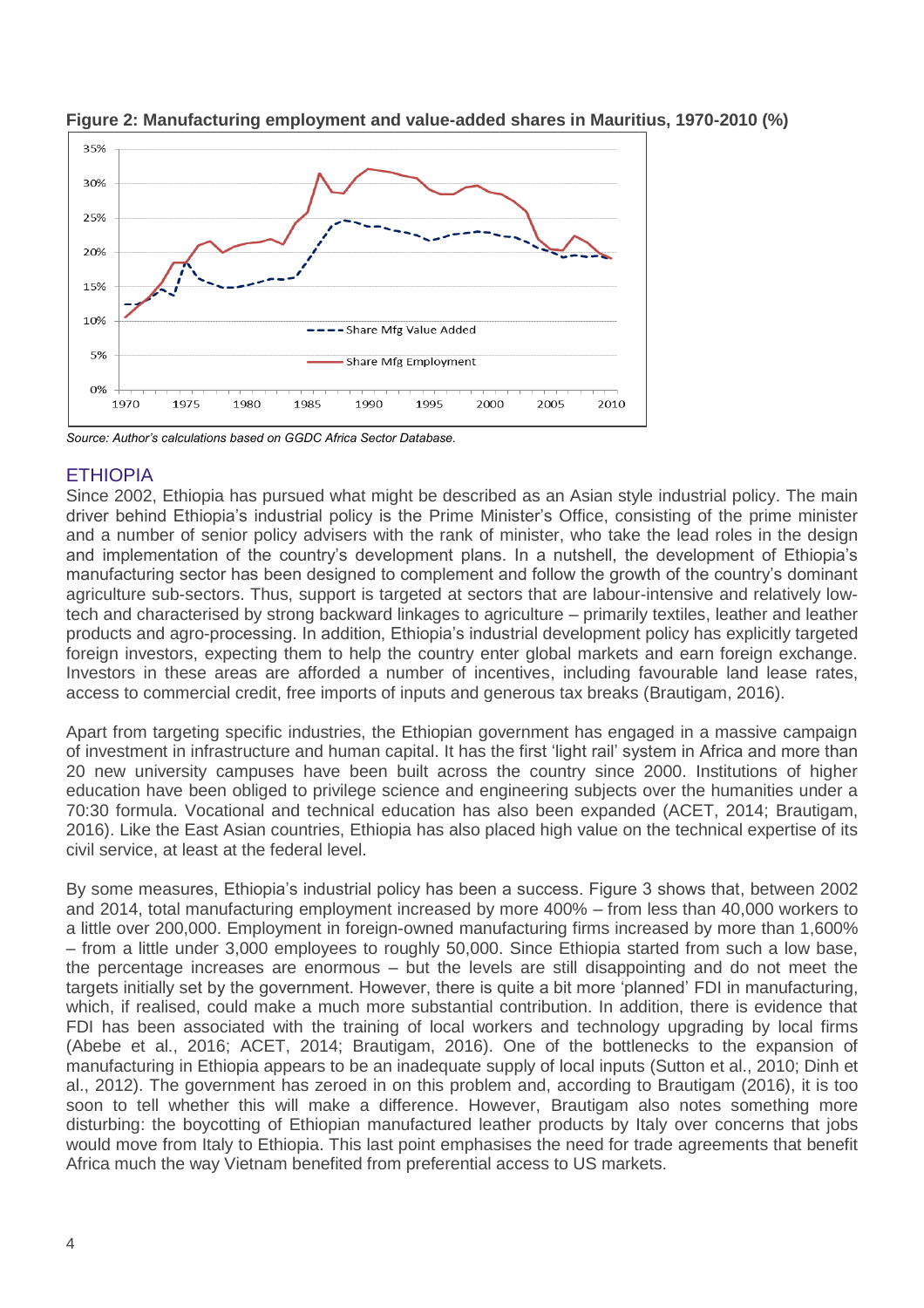**Figure 2: Manufacturing employment and value-added shares in Mauritius, 1970-2010 (%)**

*Source: Author's calculations based on GGDC Africa Sector Database.*

## ETHIOPIA

Since 2002, Ethiopia has pursued what might be described as an Asian style industrial policy. The main driver behind Ethiopia's industrial policy is the Prime Minister's Office, consisting of the prime minister and a number of senior policy advisers with the rank of minister, who take the lead roles in the design and implementation of the country's development plans. In a nutshell, the development of Ethiopia's manufacturing sector has been designed to complement and follow the growth of the country's dominant agriculture sub-sectors. Thus, support is targeted at sectors that are labour-intensive and relatively low-tech and characterised by strong backward linkages to agriculture – primarily textiles, leather and leather products and agro-processing. In addition, Ethiopia's industrial development policy has explicitly targeted foreign investors, expecting them to help the country enter global markets and earn foreign exchange. Investors in these areas are afforded a number of incentives, including favourable land lease rates, access to commercial credit, free imports of inputs and generous tax breaks (Brautigam, 2016).

Apart from targeting specific industries, the Ethiopian government has engaged in a massive campaign of investment in infrastructure and human capital. It has the first 'light rail' system in Africa and more than 20 new university campuses have been built across the country since 2000. Institutions of higher education have been obliged to privilege science and engineering subjects over the humanities under a 70:30 formula. Vocational and technical education has also been expanded (ACET, 2014; Brautigam, 2016). Like the East Asian countries, Ethiopia has also placed high value on the technical expertise of its civil service, at least at the federal level.

By some measures, Ethiopia's industrial policy has been a success. Figure 3 shows that, between 2002 and 2014, total manufacturing employment increased by more 400% – from less than 40,000 workers to a little over 200,000. Employment in foreign-owned manufacturing firms increased by more than 1,600% – from a little under 3,000 employees to roughly 50,000. Since Ethiopia started from such a low base, the percentage increases are enormous – but the levels are still disappointing and do not meet the targets initially set by the government. However, there is quite a bit more 'planned' FDI in manufacturing, which, if realised, could make a much more substantial contribution. In addition, there is evidence that FDI has been associated with the training of local workers and technology upgrading by local firms (Abebe et al., 2016; ACET, 2014; Brautigam, 2016). One of the bottlenecks to the expansion of manufacturing in Ethiopia appears to be an inadequate supply of local inputs (Sutton et al., 2010; Dinh et al., 2012). The government has zeroed in on this problem and, according to Brautigam (2016), it is too soon to tell whether this will make a difference. However, Brautigam also notes something more disturbing: the boycotting of Ethiopian manufactured leather products by Italy over concerns that jobs would move from Italy to Ethiopia. This last point emphasises the need for trade agreements that benefit Africa much the way Vietnam benefited from preferential access to US markets.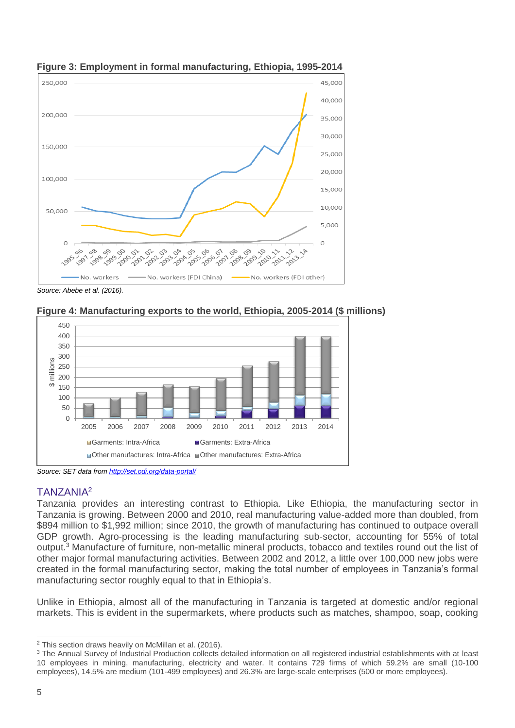**Figure 3: Employment in formal manufacturing, Ethiopia, 1995-2014**

*Source: Abebe et al. (2016).*

**Figure 4: Manufacturing exports to the world, Ethiopia, 2005-2014 ($ millions)**

*Source: SET data from http://set.odi.org/data-portal/*

## TANZANIA[2]

Tanzania provides an interesting contrast to Ethiopia. Like Ethiopia, the manufacturing sector in Tanzania is growing. Between 2000 and 2010, real manufacturing value-added more than doubled, from $894 million to $1,992 million; since 2010, the growth of manufacturing has continued to outpace overall GDP growth. Agro-processing is the leading manufacturing sub-sector, accounting for 55% of total output.[3] Manufacture of furniture, non-metallic mineral products, tobacco and textiles round out the list of other major formal manufacturing activities. Between 2002 and 2012, a little over 100,000 new jobs were created in the formal manufacturing sector, making the total number of employees in Tanzania's formal manufacturing sector roughly equal to that in Ethiopia's.

Unlike in Ethiopia, almost all of the manufacturing in Tanzania is targeted at domestic and/or regional markets. This is evident in the supermarkets, where products such as matches, shampoo, soap, cooking

---

[2] This section draws heavily on McMillan et al. (2016).

[3] The Annual Survey of Industrial Production collects detailed information on all registered industrial establishments with at least 10 employees in mining, manufacturing, electricity and water. It contains 729 firms of which 59.2% are small (10-100 employees), 14.5% are medium (101-499 employees) and 26.3% are large-scale enterprises (500 or more employees).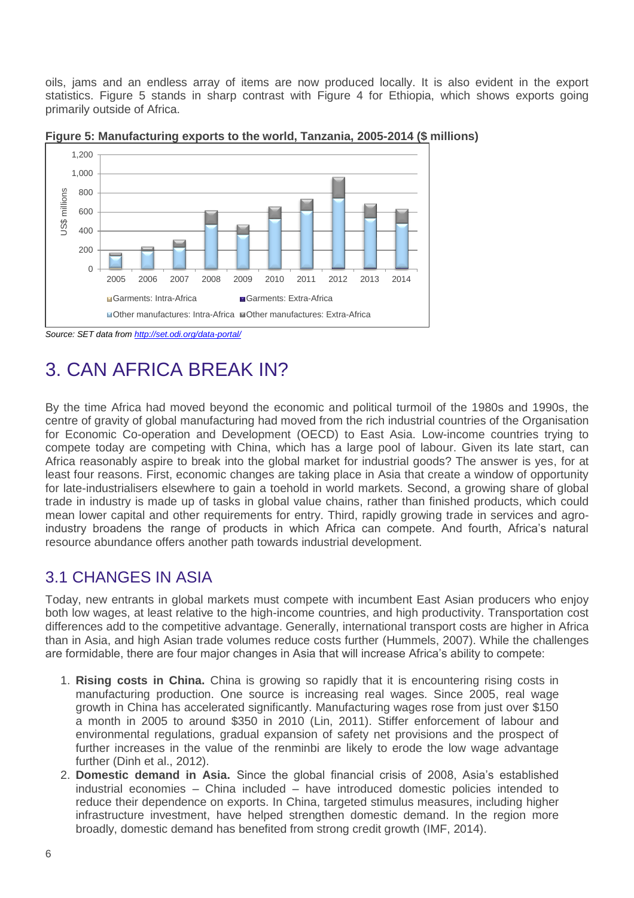oils, jams and an endless array of items are now produced locally. It is also evident in the export statistics. Figure 5 stands in sharp contrast with Figure 4 for Ethiopia, which shows exports going primarily outside of Africa.

**Figure 5: Manufacturing exports to the world, Tanzania, 2005-2014 ($ millions)**

*Source: SET data from http://set.odi.org/data-portal/*

# 3. CAN AFRICA BREAK IN?

By the time Africa had moved beyond the economic and political turmoil of the 1980s and 1990s, the centre of gravity of global manufacturing had moved from the rich industrial countries of the Organisation for Economic Co-operation and Development (OECD) to East Asia. Low-income countries trying to compete today are competing with China, which has a large pool of labour. Given its late start, can Africa reasonably aspire to break into the global market for industrial goods? The answer is yes, for at least four reasons. First, economic changes are taking place in Asia that create a window of opportunity for late-industrialisers elsewhere to gain a toehold in world markets. Second, a growing share of global trade in industry is made up of tasks in global value chains, rather than finished products, which could mean lower capital and other requirements for entry. Third, rapidly growing trade in services and agro-industry broadens the range of products in which Africa can compete. And fourth, Africa's natural resource abundance offers another path towards industrial development.

## 3.1 CHANGES IN ASIA

Today, new entrants in global markets must compete with incumbent East Asian producers who enjoy both low wages, at least relative to the high-income countries, and high productivity. Transportation cost differences add to the competitive advantage. Generally, international transport costs are higher in Africa than in Asia, and high Asian trade volumes reduce costs further (Hummels, 2007). While the challenges are formidable, there are four major changes in Asia that will increase Africa's ability to compete:

1. **Rising costs in China.** China is growing so rapidly that it is encountering rising costs in manufacturing production. One source is increasing real wages. Since 2005, real wage growth in China has accelerated significantly. Manufacturing wages rose from just over $150 a month in 2005 to around $350 in 2010 (Lin, 2011). Stiffer enforcement of labour and environmental regulations, gradual expansion of safety net provisions and the prospect of further increases in the value of the renminbi are likely to erode the low wage advantage further (Dinh et al., 2012).
2. **Domestic demand in Asia.** Since the global financial crisis of 2008, Asia's established industrial economies – China included – have introduced domestic policies intended to reduce their dependence on exports. In China, targeted stimulus measures, including higher infrastructure investment, have helped strengthen domestic demand. In the region more broadly, domestic demand has benefited from strong credit growth (IMF, 2014).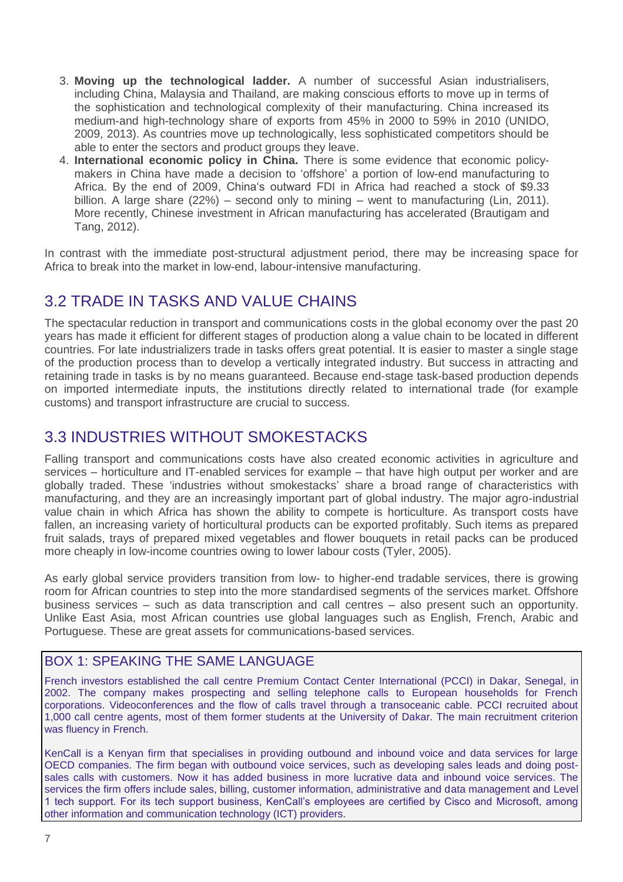3. **Moving up the technological ladder.** A number of successful Asian industrialisers, including China, Malaysia and Thailand, are making conscious efforts to move up in terms of the sophistication and technological complexity of their manufacturing. China increased its medium-and high-technology share of exports from 45% in 2000 to 59% in 2010 (UNIDO, 2009, 2013). As countries move up technologically, less sophisticated competitors should be able to enter the sectors and product groups they leave.
4. **International economic policy in China.** There is some evidence that economic policy-makers in China have made a decision to 'offshore' a portion of low-end manufacturing to Africa. By the end of 2009, China's outward FDI in Africa had reached a stock of $9.33 billion. A large share (22%) – second only to mining – went to manufacturing (Lin, 2011). More recently, Chinese investment in African manufacturing has accelerated (Brautigam and Tang, 2012).

In contrast with the immediate post-structural adjustment period, there may be increasing space for Africa to break into the market in low-end, labour-intensive manufacturing.

## 3.2 TRADE IN TASKS AND VALUE CHAINS

The spectacular reduction in transport and communications costs in the global economy over the past 20 years has made it efficient for different stages of production along a value chain to be located in different countries. For late industrializers trade in tasks offers great potential. It is easier to master a single stage of the production process than to develop a vertically integrated industry. But success in attracting and retaining trade in tasks is by no means guaranteed. Because end-stage task-based production depends on imported intermediate inputs, the institutions directly related to international trade (for example customs) and transport infrastructure are crucial to success.

## 3.3 INDUSTRIES WITHOUT SMOKESTACKS

Falling transport and communications costs have also created economic activities in agriculture and services – horticulture and IT-enabled services for example – that have high output per worker and are globally traded. These 'industries without smokestacks' share a broad range of characteristics with manufacturing, and they are an increasingly important part of global industry. The major agro-industrial value chain in which Africa has shown the ability to compete is horticulture. As transport costs have fallen, an increasing variety of horticultural products can be exported profitably. Such items as prepared fruit salads, trays of prepared mixed vegetables and flower bouquets in retail packs can be produced more cheaply in low-income countries owing to lower labour costs (Tyler, 2005).

As early global service providers transition from low- to higher-end tradable services, there is growing room for African countries to step into the more standardised segments of the services market. Offshore business services – such as data transcription and call centres – also present such an opportunity. Unlike East Asia, most African countries use global languages such as English, French, Arabic and Portuguese. These are great assets for communications-based services.

### BOX 1: SPEAKING THE SAME LANGUAGE

French investors established the call centre Premium Contact Center International (PCCI) in Dakar, Senegal, in 2002. The company makes prospecting and selling telephone calls to European households for French corporations. Videoconferences and the flow of calls travel through a transoceanic cable. PCCI recruited about 1,000 call centre agents, most of them former students at the University of Dakar. The main recruitment criterion was fluency in French.

KenCall is a Kenyan firm that specialises in providing outbound and inbound voice and data services for large OECD companies. The firm began with outbound voice services, such as developing sales leads and doing post-sales calls with customers. Now it has added business in more lucrative data and inbound voice services. The services the firm offers include sales, billing, customer information, administrative and data management and Level 1 tech support. For its tech support business, KenCall's employees are certified by Cisco and Microsoft, among other information and communication technology (ICT) providers.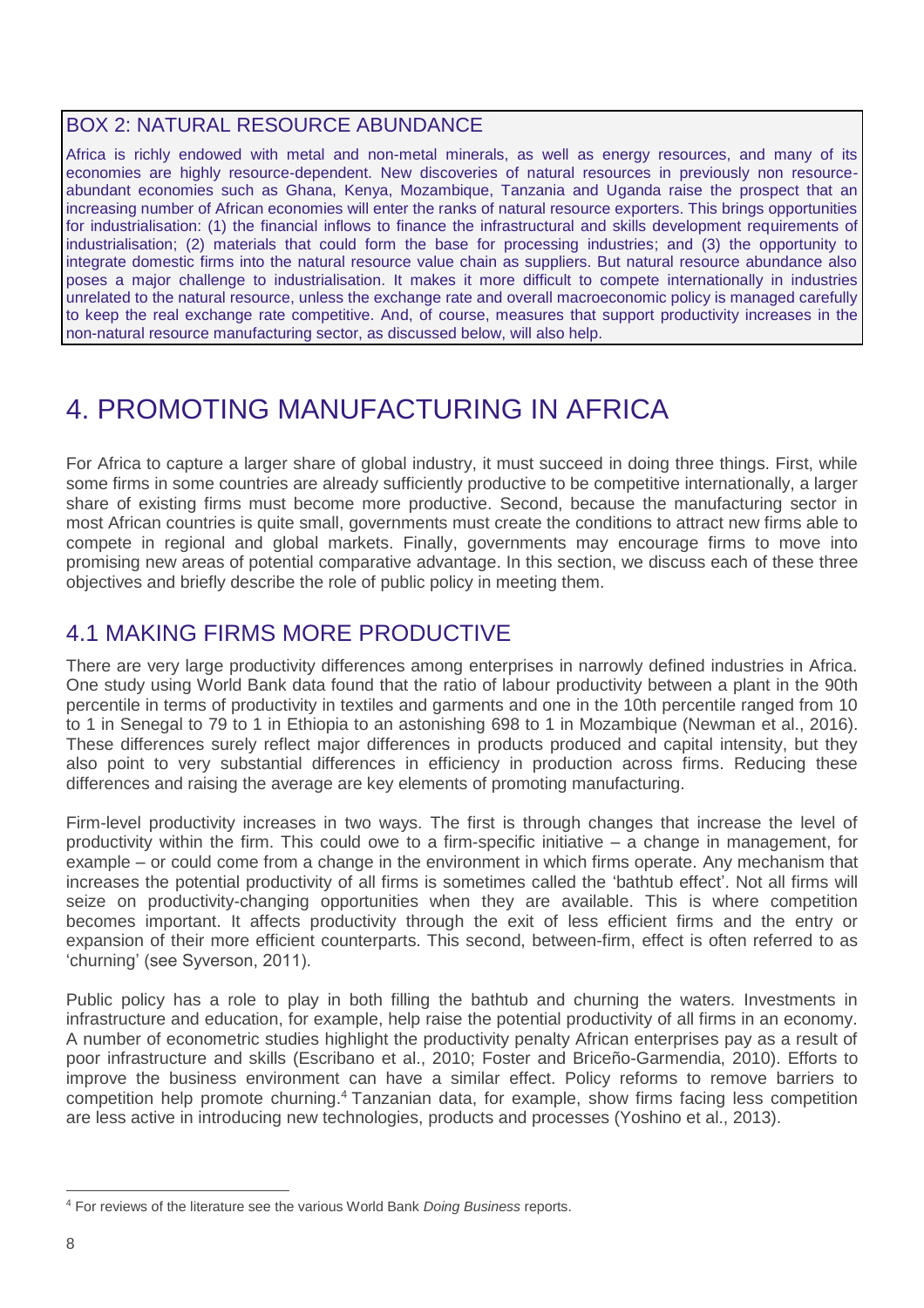## BOX 2: NATURAL RESOURCE ABUNDANCE

Africa is richly endowed with metal and non-metal minerals, as well as energy resources, and many of its economies are highly resource-dependent. New discoveries of natural resources in previously non resource-abundant economies such as Ghana, Kenya, Mozambique, Tanzania and Uganda raise the prospect that an increasing number of African economies will enter the ranks of natural resource exporters. This brings opportunities for industrialisation: (1) the financial inflows to finance the infrastructural and skills development requirements of industrialisation; (2) materials that could form the base for processing industries; and (3) the opportunity to integrate domestic firms into the natural resource value chain as suppliers. But natural resource abundance also poses a major challenge to industrialisation. It makes it more difficult to compete internationally in industries unrelated to the natural resource, unless the exchange rate and overall macroeconomic policy is managed carefully to keep the real exchange rate competitive. And, of course, measures that support productivity increases in the non-natural resource manufacturing sector, as discussed below, will also help.

# 4. PROMOTING MANUFACTURING IN AFRICA

For Africa to capture a larger share of global industry, it must succeed in doing three things. First, while some firms in some countries are already sufficiently productive to be competitive internationally, a larger share of existing firms must become more productive. Second, because the manufacturing sector in most African countries is quite small, governments must create the conditions to attract new firms able to compete in regional and global markets. Finally, governments may encourage firms to move into promising new areas of potential comparative advantage. In this section, we discuss each of these three objectives and briefly describe the role of public policy in meeting them.

## 4.1 MAKING FIRMS MORE PRODUCTIVE

There are very large productivity differences among enterprises in narrowly defined industries in Africa. One study using World Bank data found that the ratio of labour productivity between a plant in the 90th percentile in terms of productivity in textiles and garments and one in the 10th percentile ranged from 10 to 1 in Senegal to 79 to 1 in Ethiopia to an astonishing 698 to 1 in Mozambique (Newman et al., 2016). These differences surely reflect major differences in products produced and capital intensity, but they also point to very substantial differences in efficiency in production across firms. Reducing these differences and raising the average are key elements of promoting manufacturing.

Firm-level productivity increases in two ways. The first is through changes that increase the level of productivity within the firm. This could owe to a firm-specific initiative – a change in management, for example – or could come from a change in the environment in which firms operate. Any mechanism that increases the potential productivity of all firms is sometimes called the 'bathtub effect'. Not all firms will seize on productivity-changing opportunities when they are available. This is where competition becomes important. It affects productivity through the exit of less efficient firms and the entry or expansion of their more efficient counterparts. This second, between-firm, effect is often referred to as 'churning' (see Syverson, 2011).

Public policy has a role to play in both filling the bathtub and churning the waters. Investments in infrastructure and education, for example, help raise the potential productivity of all firms in an economy. A number of econometric studies highlight the productivity penalty African enterprises pay as a result of poor infrastructure and skills (Escribano et al., 2010; Foster and Briceño-Garmendia, 2010). Efforts to improve the business environment can have a similar effect. Policy reforms to remove barriers to competition help promote churning.[4] Tanzanian data, for example, show firms facing less competition are less active in introducing new technologies, products and processes (Yoshino et al., 2013).

[4] For reviews of the literature see the various World Bank *Doing Business* reports.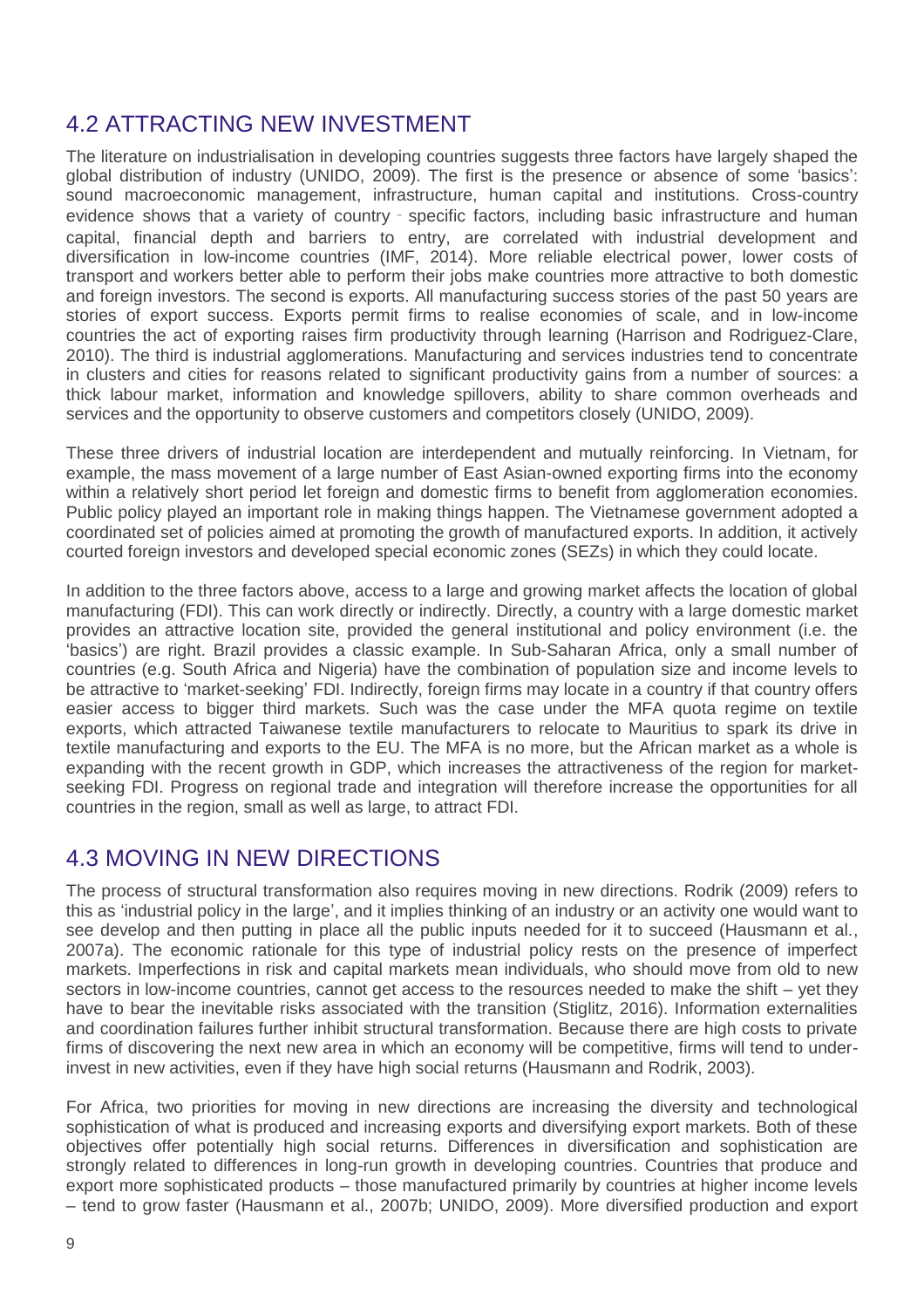## 4.2 ATTRACTING NEW INVESTMENT

The literature on industrialisation in developing countries suggests three factors have largely shaped the global distribution of industry (UNIDO, 2009). The first is the presence or absence of some 'basics': sound macroeconomic management, infrastructure, human capital and institutions. Cross-country evidence shows that a variety of country‐specific factors, including basic infrastructure and human capital, financial depth and barriers to entry, are correlated with industrial development and diversification in low-income countries (IMF, 2014). More reliable electrical power, lower costs of transport and workers better able to perform their jobs make countries more attractive to both domestic and foreign investors. The second is exports. All manufacturing success stories of the past 50 years are stories of export success. Exports permit firms to realise economies of scale, and in low-income countries the act of exporting raises firm productivity through learning (Harrison and Rodriguez-Clare, 2010). The third is industrial agglomerations. Manufacturing and services industries tend to concentrate in clusters and cities for reasons related to significant productivity gains from a number of sources: a thick labour market, information and knowledge spillovers, ability to share common overheads and services and the opportunity to observe customers and competitors closely (UNIDO, 2009).

These three drivers of industrial location are interdependent and mutually reinforcing. In Vietnam, for example, the mass movement of a large number of East Asian-owned exporting firms into the economy within a relatively short period let foreign and domestic firms to benefit from agglomeration economies. Public policy played an important role in making things happen. The Vietnamese government adopted a coordinated set of policies aimed at promoting the growth of manufactured exports. In addition, it actively courted foreign investors and developed special economic zones (SEZs) in which they could locate.

In addition to the three factors above, access to a large and growing market affects the location of global manufacturing (FDI). This can work directly or indirectly. Directly, a country with a large domestic market provides an attractive location site, provided the general institutional and policy environment (i.e. the 'basics') are right. Brazil provides a classic example. In Sub-Saharan Africa, only a small number of countries (e.g. South Africa and Nigeria) have the combination of population size and income levels to be attractive to 'market-seeking' FDI. Indirectly, foreign firms may locate in a country if that country offers easier access to bigger third markets. Such was the case under the MFA quota regime on textile exports, which attracted Taiwanese textile manufacturers to relocate to Mauritius to spark its drive in textile manufacturing and exports to the EU. The MFA is no more, but the African market as a whole is expanding with the recent growth in GDP, which increases the attractiveness of the region for market-seeking FDI. Progress on regional trade and integration will therefore increase the opportunities for all countries in the region, small as well as large, to attract FDI.

## 4.3 MOVING IN NEW DIRECTIONS

The process of structural transformation also requires moving in new directions. Rodrik (2009) refers to this as 'industrial policy in the large', and it implies thinking of an industry or an activity one would want to see develop and then putting in place all the public inputs needed for it to succeed (Hausmann et al., 2007a). The economic rationale for this type of industrial policy rests on the presence of imperfect markets. Imperfections in risk and capital markets mean individuals, who should move from old to new sectors in low-income countries, cannot get access to the resources needed to make the shift – yet they have to bear the inevitable risks associated with the transition (Stiglitz, 2016). Information externalities and coordination failures further inhibit structural transformation. Because there are high costs to private firms of discovering the next new area in which an economy will be competitive, firms will tend to under-invest in new activities, even if they have high social returns (Hausmann and Rodrik, 2003).

For Africa, two priorities for moving in new directions are increasing the diversity and technological sophistication of what is produced and increasing exports and diversifying export markets. Both of these objectives offer potentially high social returns. Differences in diversification and sophistication are strongly related to differences in long-run growth in developing countries. Countries that produce and export more sophisticated products – those manufactured primarily by countries at higher income levels – tend to grow faster (Hausmann et al., 2007b; UNIDO, 2009). More diversified production and export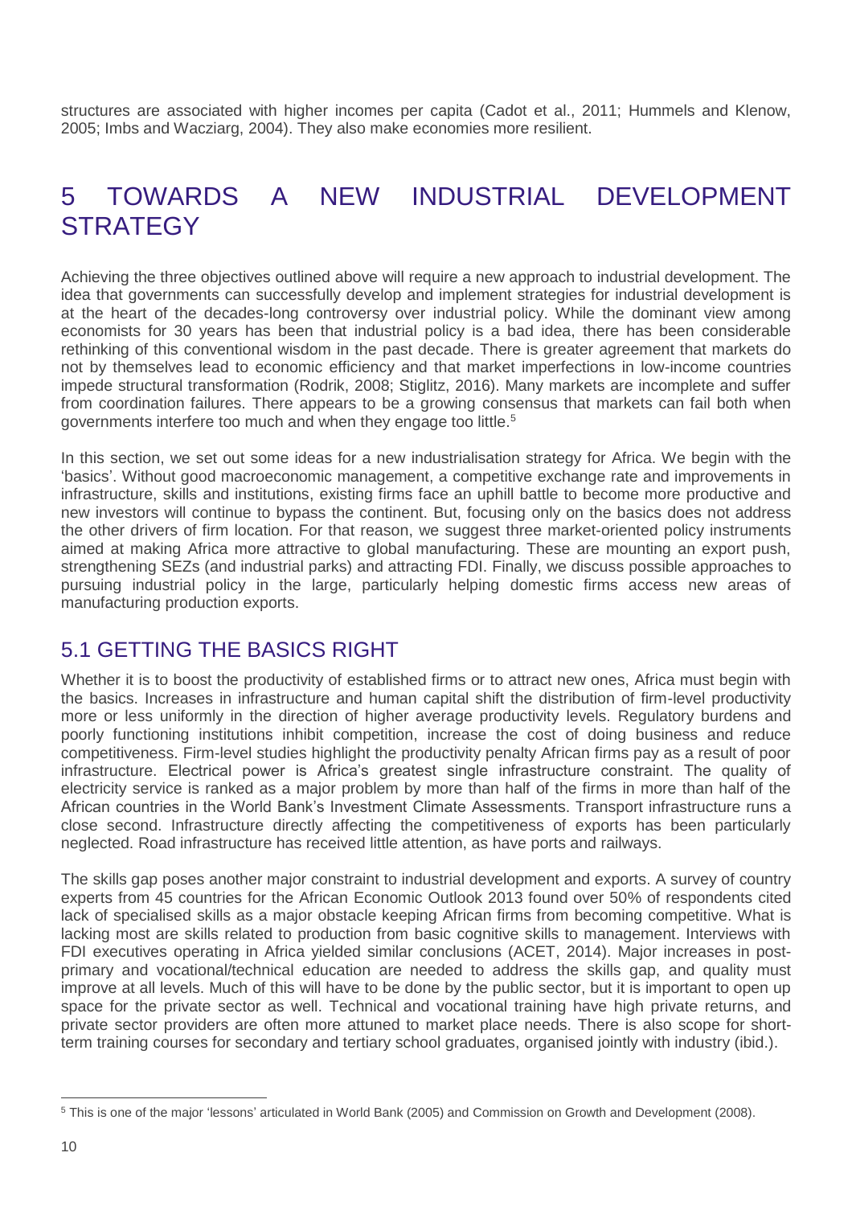structures are associated with higher incomes per capita (Cadot et al., 2011; Hummels and Klenow, 2005; Imbs and Wacziarg, 2004). They also make economies more resilient.

# 5 TOWARDS A NEW INDUSTRIAL DEVELOPMENT STRATEGY

Achieving the three objectives outlined above will require a new approach to industrial development. The idea that governments can successfully develop and implement strategies for industrial development is at the heart of the decades-long controversy over industrial policy. While the dominant view among economists for 30 years has been that industrial policy is a bad idea, there has been considerable rethinking of this conventional wisdom in the past decade. There is greater agreement that markets do not by themselves lead to economic efficiency and that market imperfections in low-income countries impede structural transformation (Rodrik, 2008; Stiglitz, 2016). Many markets are incomplete and suffer from coordination failures. There appears to be a growing consensus that markets can fail both when governments interfere too much and when they engage too little.[5]

In this section, we set out some ideas for a new industrialisation strategy for Africa. We begin with the 'basics'. Without good macroeconomic management, a competitive exchange rate and improvements in infrastructure, skills and institutions, existing firms face an uphill battle to become more productive and new investors will continue to bypass the continent. But, focusing only on the basics does not address the other drivers of firm location. For that reason, we suggest three market-oriented policy instruments aimed at making Africa more attractive to global manufacturing. These are mounting an export push, strengthening SEZs (and industrial parks) and attracting FDI. Finally, we discuss possible approaches to pursuing industrial policy in the large, particularly helping domestic firms access new areas of manufacturing production exports.

## 5.1 GETTING THE BASICS RIGHT

Whether it is to boost the productivity of established firms or to attract new ones, Africa must begin with the basics. Increases in infrastructure and human capital shift the distribution of firm-level productivity more or less uniformly in the direction of higher average productivity levels. Regulatory burdens and poorly functioning institutions inhibit competition, increase the cost of doing business and reduce competitiveness. Firm-level studies highlight the productivity penalty African firms pay as a result of poor infrastructure. Electrical power is Africa's greatest single infrastructure constraint. The quality of electricity service is ranked as a major problem by more than half of the firms in more than half of the African countries in the World Bank's Investment Climate Assessments. Transport infrastructure runs a close second. Infrastructure directly affecting the competitiveness of exports has been particularly neglected. Road infrastructure has received little attention, as have ports and railways.

The skills gap poses another major constraint to industrial development and exports. A survey of country experts from 45 countries for the African Economic Outlook 2013 found over 50% of respondents cited lack of specialised skills as a major obstacle keeping African firms from becoming competitive. What is lacking most are skills related to production from basic cognitive skills to management. Interviews with FDI executives operating in Africa yielded similar conclusions (ACET, 2014). Major increases in post-primary and vocational/technical education are needed to address the skills gap, and quality must improve at all levels. Much of this will have to be done by the public sector, but it is important to open up space for the private sector as well. Technical and vocational training have high private returns, and private sector providers are often more attuned to market place needs. There is also scope for short-term training courses for secondary and tertiary school graduates, organised jointly with industry (ibid.).

[5] This is one of the major 'lessons' articulated in World Bank (2005) and Commission on Growth and Development (2008).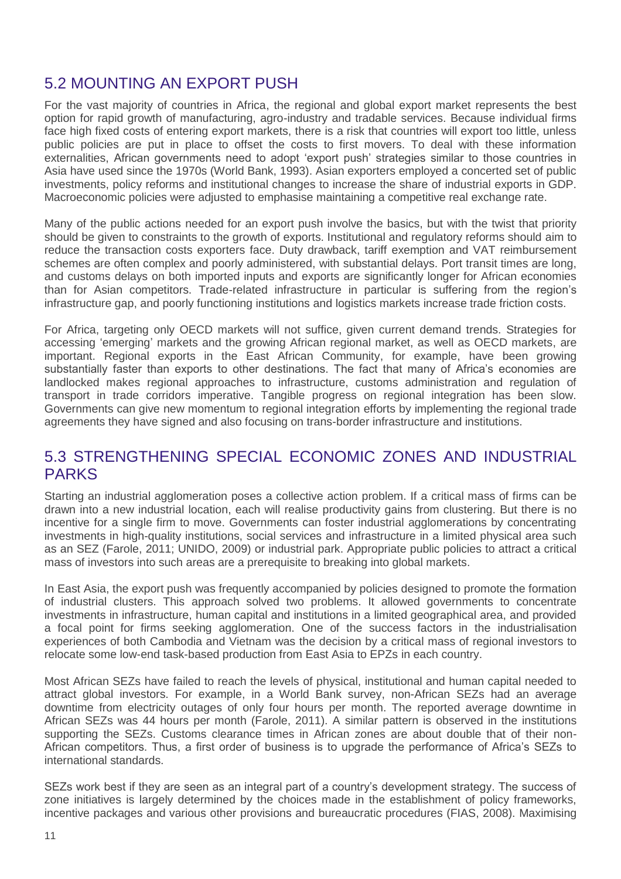## 5.2 MOUNTING AN EXPORT PUSH

For the vast majority of countries in Africa, the regional and global export market represents the best option for rapid growth of manufacturing, agro-industry and tradable services. Because individual firms face high fixed costs of entering export markets, there is a risk that countries will export too little, unless public policies are put in place to offset the costs to first movers. To deal with these information externalities, African governments need to adopt 'export push' strategies similar to those countries in Asia have used since the 1970s (World Bank, 1993). Asian exporters employed a concerted set of public investments, policy reforms and institutional changes to increase the share of industrial exports in GDP. Macroeconomic policies were adjusted to emphasise maintaining a competitive real exchange rate.

Many of the public actions needed for an export push involve the basics, but with the twist that priority should be given to constraints to the growth of exports. Institutional and regulatory reforms should aim to reduce the transaction costs exporters face. Duty drawback, tariff exemption and VAT reimbursement schemes are often complex and poorly administered, with substantial delays. Port transit times are long, and customs delays on both imported inputs and exports are significantly longer for African economies than for Asian competitors. Trade-related infrastructure in particular is suffering from the region's infrastructure gap, and poorly functioning institutions and logistics markets increase trade friction costs.

For Africa, targeting only OECD markets will not suffice, given current demand trends. Strategies for accessing 'emerging' markets and the growing African regional market, as well as OECD markets, are important. Regional exports in the East African Community, for example, have been growing substantially faster than exports to other destinations. The fact that many of Africa's economies are landlocked makes regional approaches to infrastructure, customs administration and regulation of transport in trade corridors imperative. Tangible progress on regional integration has been slow. Governments can give new momentum to regional integration efforts by implementing the regional trade agreements they have signed and also focusing on trans-border infrastructure and institutions.

## 5.3 STRENGTHENING SPECIAL ECONOMIC ZONES AND INDUSTRIAL PARKS

Starting an industrial agglomeration poses a collective action problem. If a critical mass of firms can be drawn into a new industrial location, each will realise productivity gains from clustering. But there is no incentive for a single firm to move. Governments can foster industrial agglomerations by concentrating investments in high-quality institutions, social services and infrastructure in a limited physical area such as an SEZ (Farole, 2011; UNIDO, 2009) or industrial park. Appropriate public policies to attract a critical mass of investors into such areas are a prerequisite to breaking into global markets.

In East Asia, the export push was frequently accompanied by policies designed to promote the formation of industrial clusters. This approach solved two problems. It allowed governments to concentrate investments in infrastructure, human capital and institutions in a limited geographical area, and provided a focal point for firms seeking agglomeration. One of the success factors in the industrialisation experiences of both Cambodia and Vietnam was the decision by a critical mass of regional investors to relocate some low-end task-based production from East Asia to EPZs in each country.

Most African SEZs have failed to reach the levels of physical, institutional and human capital needed to attract global investors. For example, in a World Bank survey, non-African SEZs had an average downtime from electricity outages of only four hours per month. The reported average downtime in African SEZs was 44 hours per month (Farole, 2011). A similar pattern is observed in the institutions supporting the SEZs. Customs clearance times in African zones are about double that of their non-African competitors. Thus, a first order of business is to upgrade the performance of Africa's SEZs to international standards.

SEZs work best if they are seen as an integral part of a country's development strategy. The success of zone initiatives is largely determined by the choices made in the establishment of policy frameworks, incentive packages and various other provisions and bureaucratic procedures (FIAS, 2008). Maximising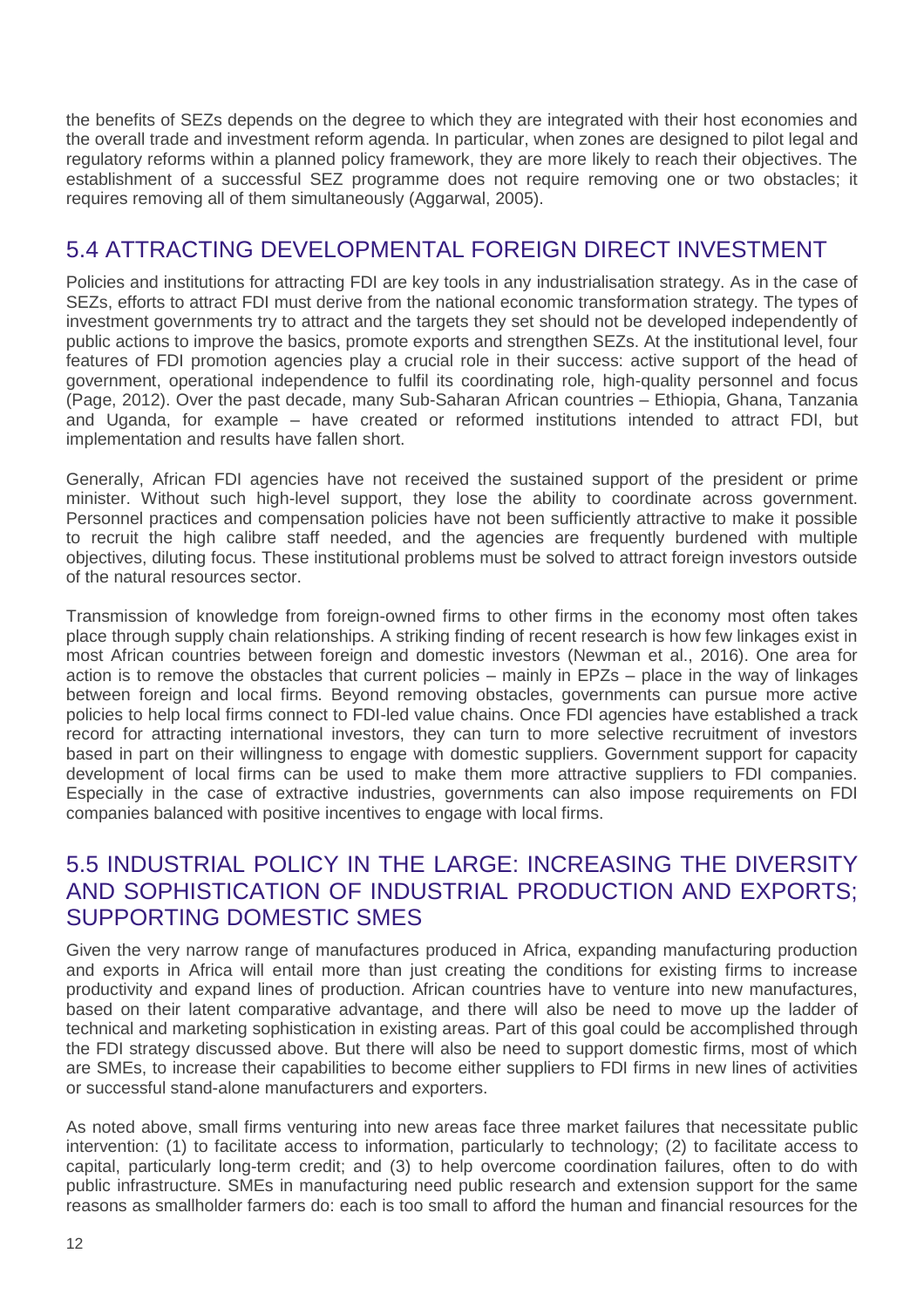the benefits of SEZs depends on the degree to which they are integrated with their host economies and the overall trade and investment reform agenda. In particular, when zones are designed to pilot legal and regulatory reforms within a planned policy framework, they are more likely to reach their objectives. The establishment of a successful SEZ programme does not require removing one or two obstacles; it requires removing all of them simultaneously (Aggarwal, 2005).

## 5.4 ATTRACTING DEVELOPMENTAL FOREIGN DIRECT INVESTMENT

Policies and institutions for attracting FDI are key tools in any industrialisation strategy. As in the case of SEZs, efforts to attract FDI must derive from the national economic transformation strategy. The types of investment governments try to attract and the targets they set should not be developed independently of public actions to improve the basics, promote exports and strengthen SEZs. At the institutional level, four features of FDI promotion agencies play a crucial role in their success: active support of the head of government, operational independence to fulfil its coordinating role, high-quality personnel and focus (Page, 2012). Over the past decade, many Sub-Saharan African countries – Ethiopia, Ghana, Tanzania and Uganda, for example – have created or reformed institutions intended to attract FDI, but implementation and results have fallen short.

Generally, African FDI agencies have not received the sustained support of the president or prime minister. Without such high-level support, they lose the ability to coordinate across government. Personnel practices and compensation policies have not been sufficiently attractive to make it possible to recruit the high calibre staff needed, and the agencies are frequently burdened with multiple objectives, diluting focus. These institutional problems must be solved to attract foreign investors outside of the natural resources sector.

Transmission of knowledge from foreign-owned firms to other firms in the economy most often takes place through supply chain relationships. A striking finding of recent research is how few linkages exist in most African countries between foreign and domestic investors (Newman et al., 2016). One area for action is to remove the obstacles that current policies – mainly in EPZs – place in the way of linkages between foreign and local firms. Beyond removing obstacles, governments can pursue more active policies to help local firms connect to FDI-led value chains. Once FDI agencies have established a track record for attracting international investors, they can turn to more selective recruitment of investors based in part on their willingness to engage with domestic suppliers. Government support for capacity development of local firms can be used to make them more attractive suppliers to FDI companies. Especially in the case of extractive industries, governments can also impose requirements on FDI companies balanced with positive incentives to engage with local firms.

## 5.5 INDUSTRIAL POLICY IN THE LARGE: INCREASING THE DIVERSITY AND SOPHISTICATION OF INDUSTRIAL PRODUCTION AND EXPORTS; SUPPORTING DOMESTIC SMES

Given the very narrow range of manufactures produced in Africa, expanding manufacturing production and exports in Africa will entail more than just creating the conditions for existing firms to increase productivity and expand lines of production. African countries have to venture into new manufactures, based on their latent comparative advantage, and there will also be need to move up the ladder of technical and marketing sophistication in existing areas. Part of this goal could be accomplished through the FDI strategy discussed above. But there will also be need to support domestic firms, most of which are SMEs, to increase their capabilities to become either suppliers to FDI firms in new lines of activities or successful stand-alone manufacturers and exporters.

As noted above, small firms venturing into new areas face three market failures that necessitate public intervention: (1) to facilitate access to information, particularly to technology; (2) to facilitate access to capital, particularly long-term credit; and (3) to help overcome coordination failures, often to do with public infrastructure. SMEs in manufacturing need public research and extension support for the same reasons as smallholder farmers do: each is too small to afford the human and financial resources for the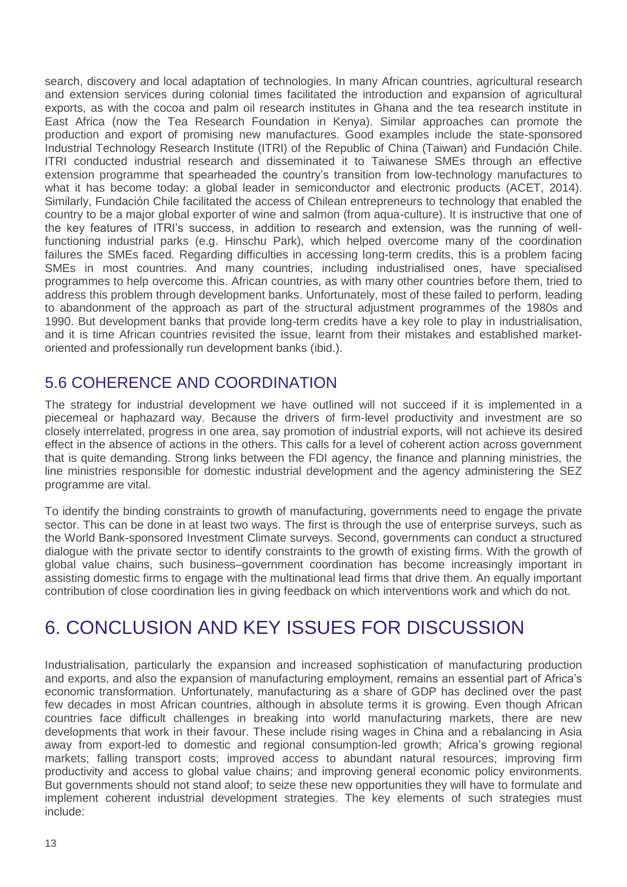search, discovery and local adaptation of technologies. In many African countries, agricultural research and extension services during colonial times facilitated the introduction and expansion of agricultural exports, as with the cocoa and palm oil research institutes in Ghana and the tea research institute in East Africa (now the Tea Research Foundation in Kenya). Similar approaches can promote the production and export of promising new manufactures. Good examples include the state-sponsored Industrial Technology Research Institute (ITRI) of the Republic of China (Taiwan) and Fundación Chile. ITRI conducted industrial research and disseminated it to Taiwanese SMEs through an effective extension programme that spearheaded the country's transition from low-technology manufactures to what it has become today: a global leader in semiconductor and electronic products (ACET, 2014). Similarly, Fundación Chile facilitated the access of Chilean entrepreneurs to technology that enabled the country to be a major global exporter of wine and salmon (from aqua-culture). It is instructive that one of the key features of ITRI's success, in addition to research and extension, was the running of well-functioning industrial parks (e.g. Hinschu Park), which helped overcome many of the coordination failures the SMEs faced. Regarding difficulties in accessing long-term credits, this is a problem facing SMEs in most countries. And many countries, including industrialised ones, have specialised programmes to help overcome this. African countries, as with many other countries before them, tried to address this problem through development banks. Unfortunately, most of these failed to perform, leading to abandonment of the approach as part of the structural adjustment programmes of the 1980s and 1990. But development banks that provide long-term credits have a key role to play in industrialisation, and it is time African countries revisited the issue, learnt from their mistakes and established market-oriented and professionally run development banks (ibid.).

## 5.6 COHERENCE AND COORDINATION

The strategy for industrial development we have outlined will not succeed if it is implemented in a piecemeal or haphazard way. Because the drivers of firm-level productivity and investment are so closely interrelated, progress in one area, say promotion of industrial exports, will not achieve its desired effect in the absence of actions in the others. This calls for a level of coherent action across government that is quite demanding. Strong links between the FDI agency, the finance and planning ministries, the line ministries responsible for domestic industrial development and the agency administering the SEZ programme are vital.

To identify the binding constraints to growth of manufacturing, governments need to engage the private sector. This can be done in at least two ways. The first is through the use of enterprise surveys, such as the World Bank-sponsored Investment Climate surveys. Second, governments can conduct a structured dialogue with the private sector to identify constraints to the growth of existing firms. With the growth of global value chains, such business–government coordination has become increasingly important in assisting domestic firms to engage with the multinational lead firms that drive them. An equally important contribution of close coordination lies in giving feedback on which interventions work and which do not.

# 6. CONCLUSION AND KEY ISSUES FOR DISCUSSION

Industrialisation, particularly the expansion and increased sophistication of manufacturing production and exports, and also the expansion of manufacturing employment, remains an essential part of Africa's economic transformation. Unfortunately, manufacturing as a share of GDP has declined over the past few decades in most African countries, although in absolute terms it is growing. Even though African countries face difficult challenges in breaking into world manufacturing markets, there are new developments that work in their favour. These include rising wages in China and a rebalancing in Asia away from export-led to domestic and regional consumption-led growth; Africa's growing regional markets; falling transport costs; improved access to abundant natural resources; improving firm productivity and access to global value chains; and improving general economic policy environments. But governments should not stand aloof; to seize these new opportunities they will have to formulate and implement coherent industrial development strategies. The key elements of such strategies must include: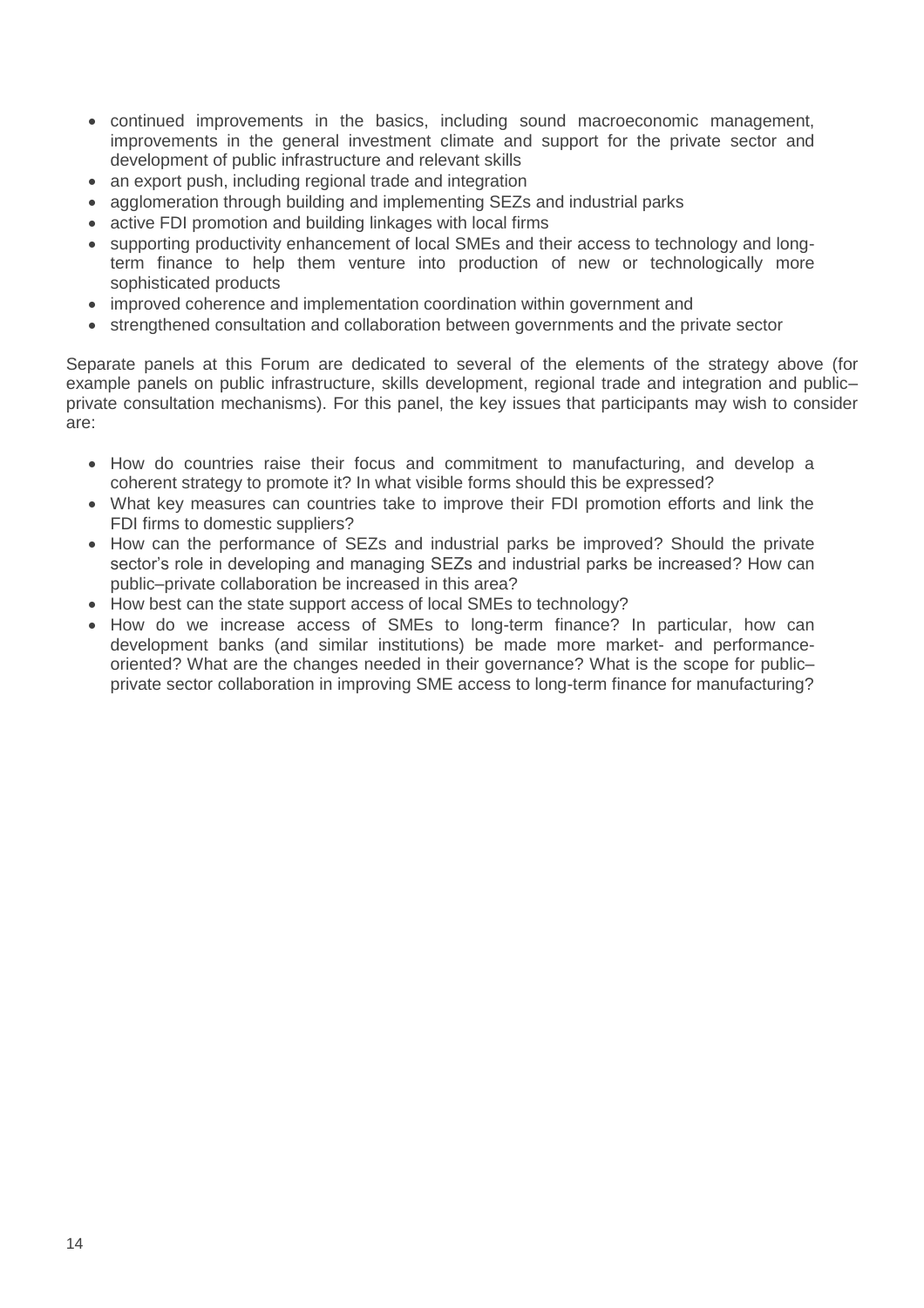- continued improvements in the basics, including sound macroeconomic management, improvements in the general investment climate and support for the private sector and development of public infrastructure and relevant skills
- an export push, including regional trade and integration
- agglomeration through building and implementing SEZs and industrial parks
- active FDI promotion and building linkages with local firms
- supporting productivity enhancement of local SMEs and their access to technology and long-term finance to help them venture into production of new or technologically more sophisticated products
- improved coherence and implementation coordination within government and
- strengthened consultation and collaboration between governments and the private sector

Separate panels at this Forum are dedicated to several of the elements of the strategy above (for example panels on public infrastructure, skills development, regional trade and integration and public–private consultation mechanisms). For this panel, the key issues that participants may wish to consider are:

- How do countries raise their focus and commitment to manufacturing, and develop a coherent strategy to promote it? In what visible forms should this be expressed?
- What key measures can countries take to improve their FDI promotion efforts and link the FDI firms to domestic suppliers?
- How can the performance of SEZs and industrial parks be improved? Should the private sector's role in developing and managing SEZs and industrial parks be increased? How can public–private collaboration be increased in this area?
- How best can the state support access of local SMEs to technology?
- How do we increase access of SMEs to long-term finance? In particular, how can development banks (and similar institutions) be made more market- and performance-oriented? What are the changes needed in their governance? What is the scope for public–private sector collaboration in improving SME access to long-term finance for manufacturing?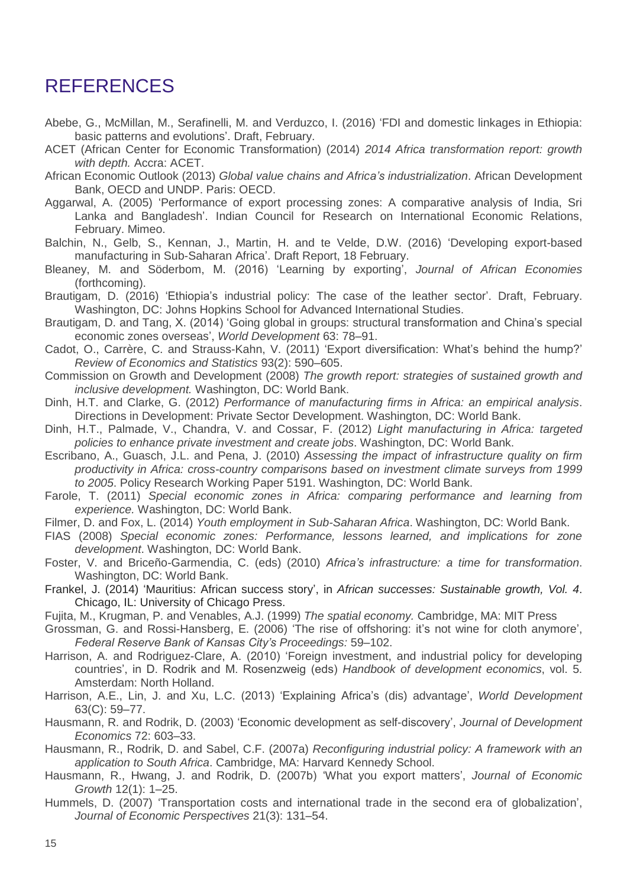# REFERENCES

Abebe, G., McMillan, M., Serafinelli, M. and Verduzco, I. (2016) 'FDI and domestic linkages in Ethiopia: basic patterns and evolutions'. Draft, February.

ACET (African Center for Economic Transformation) (2014) *2014 Africa transformation report: growth with depth.* Accra: ACET.

African Economic Outlook (2013) *Global value chains and Africa's industrialization*. African Development Bank, OECD and UNDP. Paris: OECD.

Aggarwal, A. (2005) 'Performance of export processing zones: A comparative analysis of India, Sri Lanka and Bangladesh'. Indian Council for Research on International Economic Relations, February. Mimeo.

Balchin, N., Gelb, S., Kennan, J., Martin, H. and te Velde, D.W. (2016) 'Developing export-based manufacturing in Sub-Saharan Africa'. Draft Report, 18 February.

Bleaney, M. and Söderbom, M. (2016) 'Learning by exporting', *Journal of African Economies* (forthcoming).

Brautigam, D. (2016) 'Ethiopia's industrial policy: The case of the leather sector'. Draft, February. Washington, DC: Johns Hopkins School for Advanced International Studies.

Brautigam, D. and Tang, X. (2014) 'Going global in groups: structural transformation and China's special economic zones overseas', *World Development* 63: 78–91.

Cadot, O., Carrère, C. and Strauss-Kahn, V. (2011) 'Export diversification: What's behind the hump?' *Review of Economics and Statistics* 93(2): 590–605.

Commission on Growth and Development (2008) *The growth report: strategies of sustained growth and inclusive development.* Washington, DC: World Bank.

Dinh, H.T. and Clarke, G. (2012) *Performance of manufacturing firms in Africa: an empirical analysis*. Directions in Development: Private Sector Development. Washington, DC: World Bank.

Dinh, H.T., Palmade, V., Chandra, V. and Cossar, F. (2012) *Light manufacturing in Africa: targeted policies to enhance private investment and create jobs*. Washington, DC: World Bank.

Escribano, A., Guasch, J.L. and Pena, J. (2010) *Assessing the impact of infrastructure quality on firm productivity in Africa: cross-country comparisons based on investment climate surveys from 1999 to 2005*. Policy Research Working Paper 5191. Washington, DC: World Bank.

Farole, T. (2011) *Special economic zones in Africa: comparing performance and learning from experience.* Washington, DC: World Bank.

Filmer, D. and Fox, L. (2014) *Youth employment in Sub-Saharan Africa*. Washington, DC: World Bank.

FIAS (2008) *Special economic zones: Performance, lessons learned, and implications for zone development*. Washington, DC: World Bank.

Foster, V. and Briceño-Garmendia, C. (eds) (2010) *Africa's infrastructure: a time for transformation*. Washington, DC: World Bank.

Frankel, J. (2014) 'Mauritius: African success story', in *African successes: Sustainable growth, Vol. 4*. Chicago, IL: University of Chicago Press.

Fujita, M., Krugman, P. and Venables, A.J. (1999) *The spatial economy.* Cambridge, MA: MIT Press

Grossman, G. and Rossi-Hansberg, E. (2006) 'The rise of offshoring: it's not wine for cloth anymore', *Federal Reserve Bank of Kansas City's Proceedings:* 59–102.

Harrison, A. and Rodriguez-Clare, A. (2010) 'Foreign investment, and industrial policy for developing countries', in D. Rodrik and M. Rosenzweig (eds) *Handbook of development economics*, vol. 5. Amsterdam: North Holland.

Harrison, A.E., Lin, J. and Xu, L.C. (2013) 'Explaining Africa's (dis) advantage', *World Development* 63(C): 59–77.

Hausmann, R. and Rodrik, D. (2003) 'Economic development as self-discovery', *Journal of Development Economics* 72: 603–33.

Hausmann, R., Rodrik, D. and Sabel, C.F. (2007a) *Reconfiguring industrial policy: A framework with an application to South Africa*. Cambridge, MA: Harvard Kennedy School.

Hausmann, R., Hwang, J. and Rodrik, D. (2007b) 'What you export matters', *Journal of Economic Growth* 12(1): 1–25.

Hummels, D. (2007) 'Transportation costs and international trade in the second era of globalization', *Journal of Economic Perspectives* 21(3): 131–54.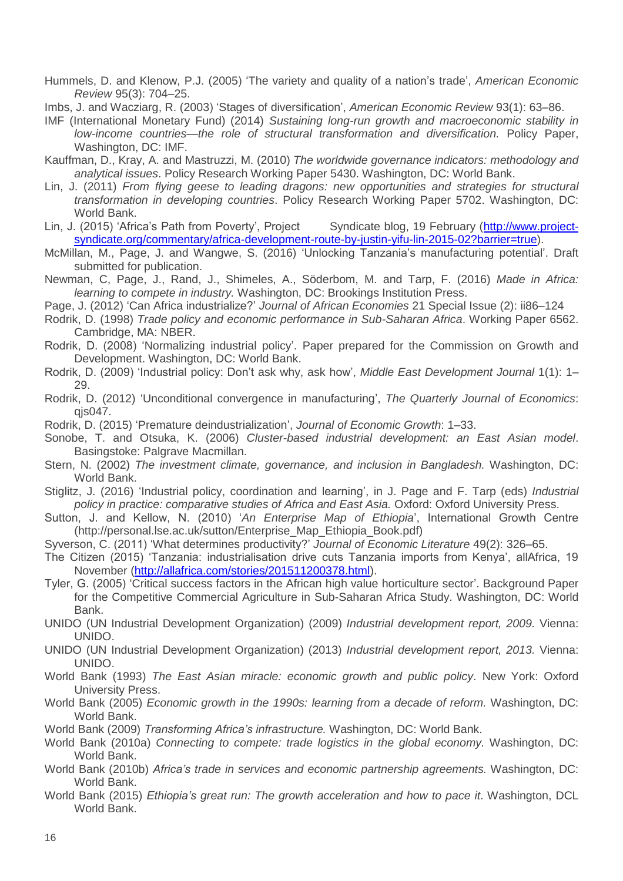Hummels, D. and Klenow, P.J. (2005) 'The variety and quality of a nation's trade', *American Economic Review* 95(3): 704–25.

Imbs, J. and Wacziarg, R. (2003) 'Stages of diversification', *American Economic Review* 93(1): 63–86.

IMF (International Monetary Fund) (2014) *Sustaining long-run growth and macroeconomic stability in low-income countries—the role of structural transformation and diversification.* Policy Paper, Washington, DC: IMF.

Kauffman, D., Kray, A. and Mastruzzi, M. (2010) *The worldwide governance indicators: methodology and analytical issues*. Policy Research Working Paper 5430. Washington, DC: World Bank.

Lin, J. (2011) *From flying geese to leading dragons: new opportunities and strategies for structural transformation in developing countries*. Policy Research Working Paper 5702. Washington, DC: World Bank.

Lin, J. (2015) 'Africa's Path from Poverty', Project Syndicate blog, 19 February (http://www.project-syndicate.org/commentary/africa-development-route-by-justin-yifu-lin-2015-02?barrier=true).

McMillan, M., Page, J. and Wangwe, S. (2016) 'Unlocking Tanzania's manufacturing potential'. Draft submitted for publication.

Newman, C, Page, J., Rand, J., Shimeles, A., Söderbom, M. and Tarp, F. (2016) *Made in Africa: learning to compete in industry.* Washington, DC: Brookings Institution Press.

Page, J. (2012) 'Can Africa industrialize?' *Journal of African Economies* 21 Special Issue (2): ii86–124

Rodrik, D. (1998) *Trade policy and economic performance in Sub-Saharan Africa*. Working Paper 6562. Cambridge, MA: NBER.

Rodrik, D. (2008) 'Normalizing industrial policy'. Paper prepared for the Commission on Growth and Development. Washington, DC: World Bank.

Rodrik, D. (2009) 'Industrial policy: Don't ask why, ask how', *Middle East Development Journal* 1(1): 1–29.

Rodrik, D. (2012) 'Unconditional convergence in manufacturing', *The Quarterly Journal of Economics*: qjs047.

Rodrik, D. (2015) 'Premature deindustrialization', *Journal of Economic Growth*: 1–33.

Sonobe, T. and Otsuka, K. (2006) *Cluster-based industrial development: an East Asian model*. Basingstoke: Palgrave Macmillan.

Stern, N. (2002) *The investment climate, governance, and inclusion in Bangladesh.* Washington, DC: World Bank.

Stiglitz, J. (2016) 'Industrial policy, coordination and learning', in J. Page and F. Tarp (eds) *Industrial policy in practice: comparative studies of Africa and East Asia.* Oxford: Oxford University Press.

Sutton, J. and Kellow, N. (2010) '*An Enterprise Map of Ethiopia*', International Growth Centre (http://personal.lse.ac.uk/sutton/Enterprise_Map_Ethiopia_Book.pdf)

Syverson, C. (2011) 'What determines productivity?' *Journal of Economic Literature* 49(2): 326–65.

The Citizen (2015) 'Tanzania: industrialisation drive cuts Tanzania imports from Kenya', allAfrica, 19 November (http://allafrica.com/stories/201511200378.html).

Tyler, G. (2005) 'Critical success factors in the African high value horticulture sector'. Background Paper for the Competitive Commercial Agriculture in Sub-Saharan Africa Study. Washington, DC: World Bank.

UNIDO (UN Industrial Development Organization) (2009) *Industrial development report, 2009.* Vienna: UNIDO.

UNIDO (UN Industrial Development Organization) (2013) *Industrial development report, 2013.* Vienna: UNIDO.

World Bank (1993) *The East Asian miracle: economic growth and public policy*. New York: Oxford University Press.

World Bank (2005) *Economic growth in the 1990s: learning from a decade of reform.* Washington, DC: World Bank.

World Bank (2009) *Transforming Africa's infrastructure.* Washington, DC: World Bank.

World Bank (2010a) *Connecting to compete: trade logistics in the global economy.* Washington, DC: World Bank.

World Bank (2010b) *Africa's trade in services and economic partnership agreements.* Washington, DC: World Bank.

World Bank (2015) *Ethiopia's great run: The growth acceleration and how to pace it*. Washington, DCL World Bank.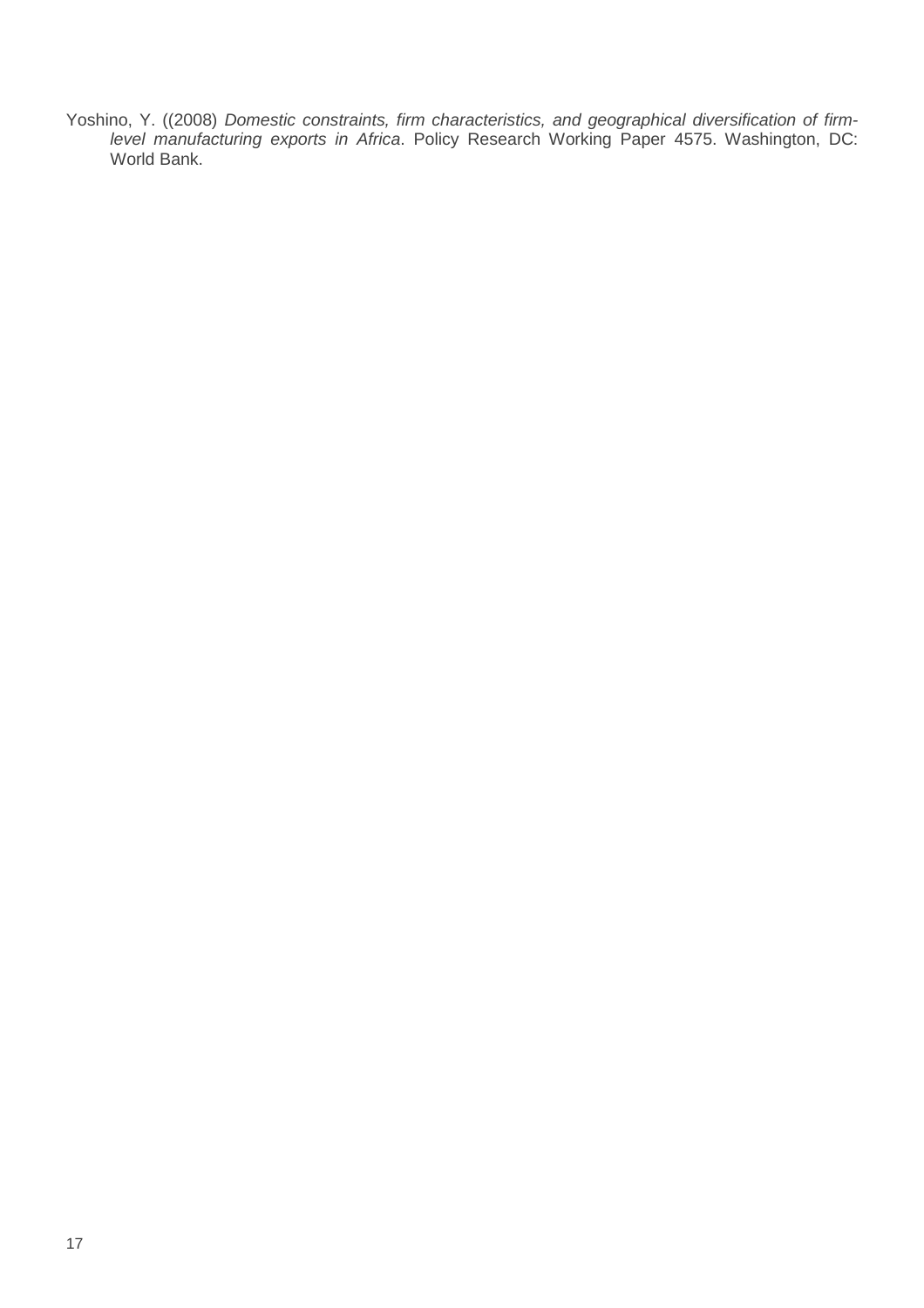Yoshino, Y. ((2008) *Domestic constraints, firm characteristics, and geographical diversification of firm-level manufacturing exports in Africa*. Policy Research Working Paper 4575. Washington, DC: World Bank.